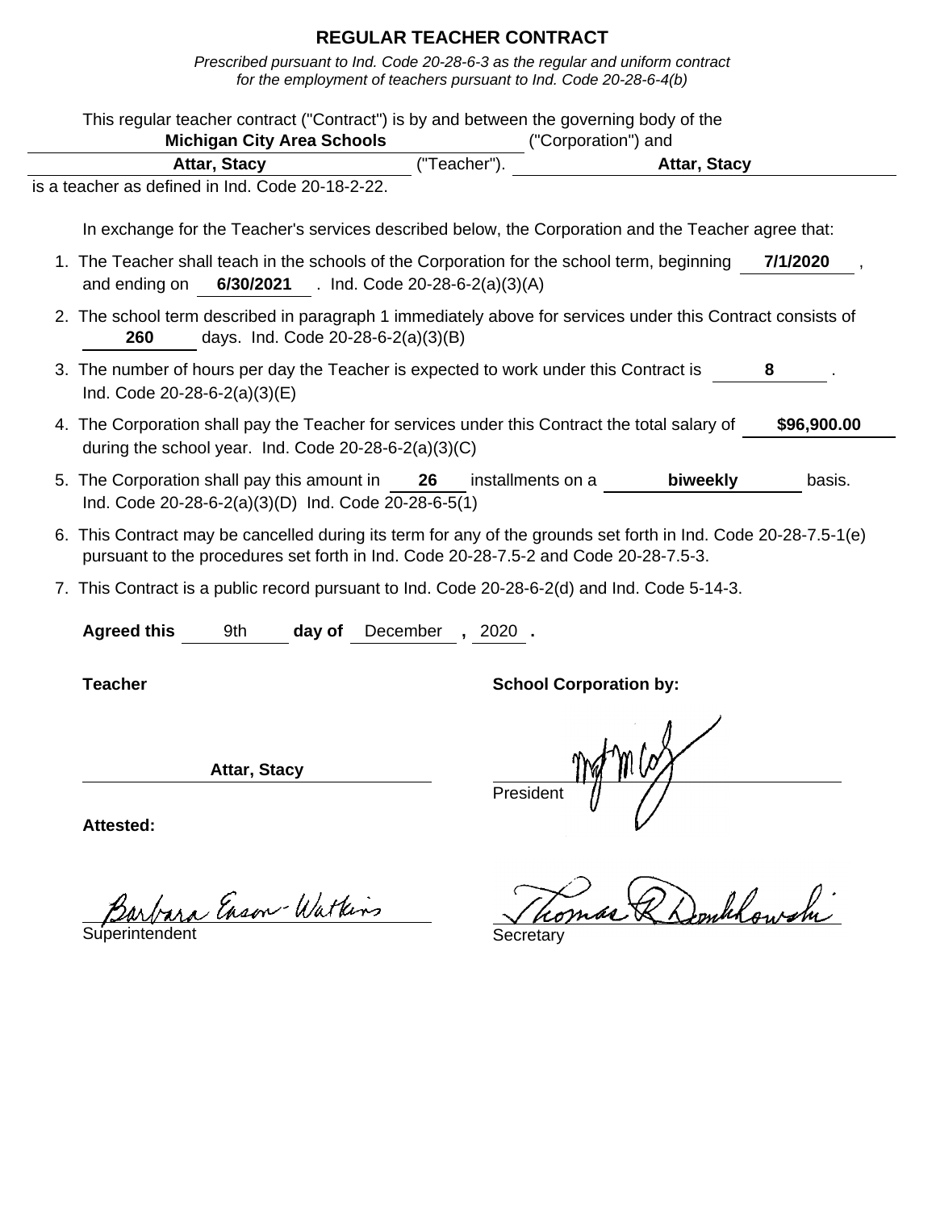# REGULAR TEACHER CONTRACT

*Prescribed pursuant to Ind. Code 20-28-6-3 as the regular and uniform contract for the employment of teachers pursuant to Ind. Code 20-28-6-4(b)*

This regular teacher contract ("Contract") is by and between the governing body of the **Michigan City Area Schools** ("Corporation") and **Attar, Stacy** ("Teacher"). **Attar, Stacy** is a teacher as defined in Ind. Code 20-18-2-22.

In exchange for the Teacher's services described below, the Corporation and the Teacher agree that:

1. The Teacher shall teach in the schools of the Corporation for the school term, beginning **7/1/2020**, and ending on **6/30/2021**. Ind. Code 20-28-6-2(a)(3)(A)
2. The school term described in paragraph 1 immediately above for services under this Contract consists of **260** days. Ind. Code 20-28-6-2(a)(3)(B)
3. The number of hours per day the Teacher is expected to work under this Contract is **8**. Ind. Code 20-28-6-2(a)(3)(E)
4. The Corporation shall pay the Teacher for services under this Contract the total salary of **$96,900.00** during the school year. Ind. Code 20-28-6-2(a)(3)(C)
5. The Corporation shall pay this amount in **26** installments on a **biweekly** basis. Ind. Code 20-28-6-2(a)(3)(D) Ind. Code 20-28-6-5(1)
6. This Contract may be cancelled during its term for any of the grounds set forth in Ind. Code 20-28-7.5-1(e) pursuant to the procedures set forth in Ind. Code 20-28-7.5-2 and Code 20-28-7.5-3.
7. This Contract is a public record pursuant to Ind. Code 20-28-6-2(d) and Ind. Code 5-14-3.

**Agreed this** 9th **day of** December **,** 2020 **.**

**Teacher**

**Attar, Stacy**

**School Corporation by:**

President

**Attested:**

Barbara Eason-Watkins
Superintendent

Thomas R Donkowski
Secretary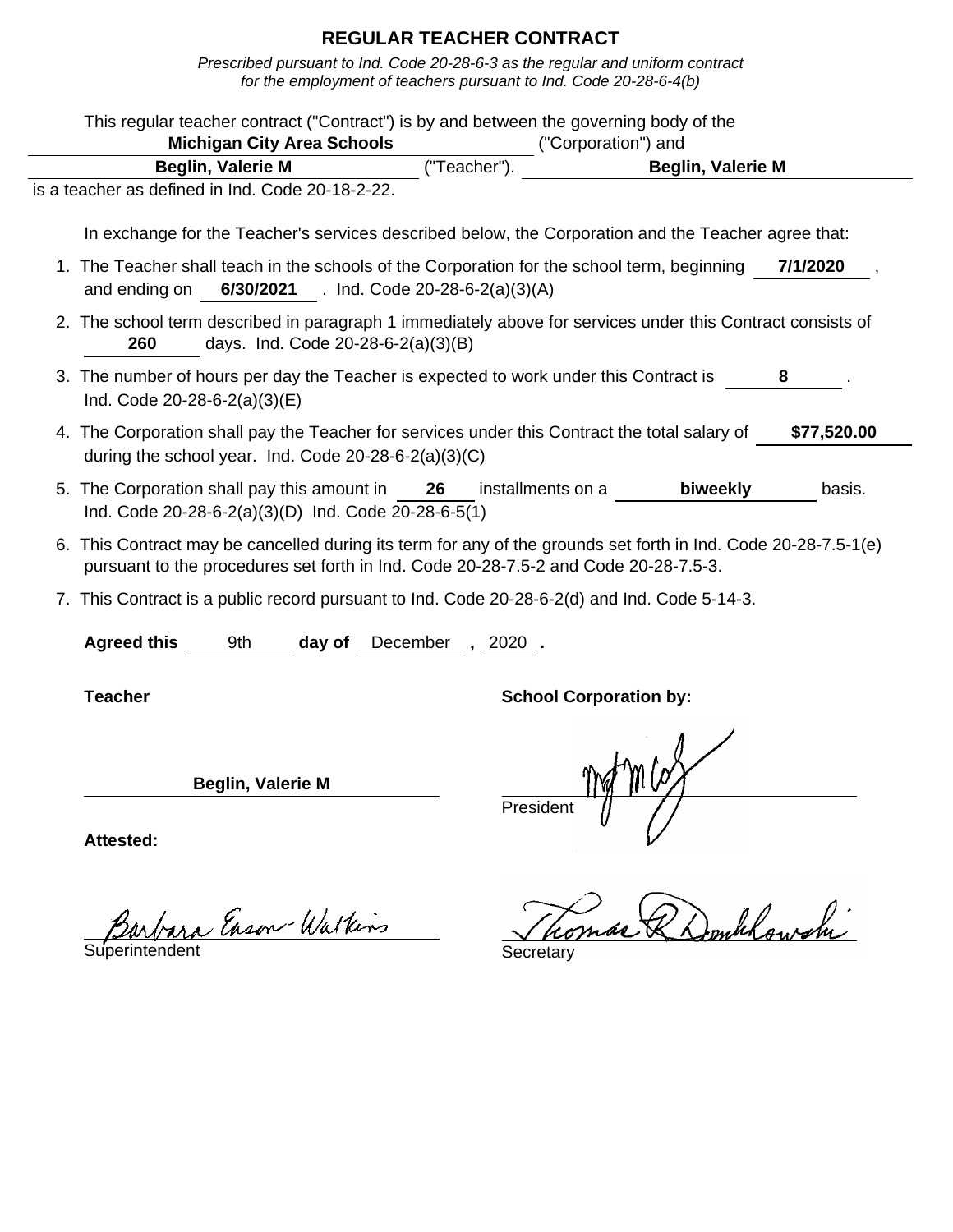# REGULAR TEACHER CONTRACT

*Prescribed pursuant to Ind. Code 20-28-6-3 as the regular and uniform contract for the employment of teachers pursuant to Ind. Code 20-28-6-4(b)*

This regular teacher contract ("Contract") is by and between the governing body of the **Michigan City Area Schools** ("Corporation") and **Beglin, Valerie M** ("Teacher"). **Beglin, Valerie M** is a teacher as defined in Ind. Code 20-18-2-22.

In exchange for the Teacher's services described below, the Corporation and the Teacher agree that:

1. The Teacher shall teach in the schools of the Corporation for the school term, beginning **7/1/2020**, and ending on **6/30/2021**. Ind. Code 20-28-6-2(a)(3)(A)
2. The school term described in paragraph 1 immediately above for services under this Contract consists of **260** days. Ind. Code 20-28-6-2(a)(3)(B)
3. The number of hours per day the Teacher is expected to work under this Contract is **8**. Ind. Code 20-28-6-2(a)(3)(E)
4. The Corporation shall pay the Teacher for services under this Contract the total salary of **$77,520.00** during the school year. Ind. Code 20-28-6-2(a)(3)(C)
5. The Corporation shall pay this amount in **26** installments on a **biweekly** basis. Ind. Code 20-28-6-2(a)(3)(D) Ind. Code 20-28-6-5(1)
6. This Contract may be cancelled during its term for any of the grounds set forth in Ind. Code 20-28-7.5-1(e) pursuant to the procedures set forth in Ind. Code 20-28-7.5-2 and Code 20-28-7.5-3.
7. This Contract is a public record pursuant to Ind. Code 20-28-6-2(d) and Ind. Code 5-14-3.

**Agreed this** 9th **day of** December**,** 2020**.**

**Teacher**

**Beglin, Valerie M**

**School Corporation by:**

President

**Attested:**

Barbara Eason-Watkins
Superintendent

Thomas R Dombkowski
Secretary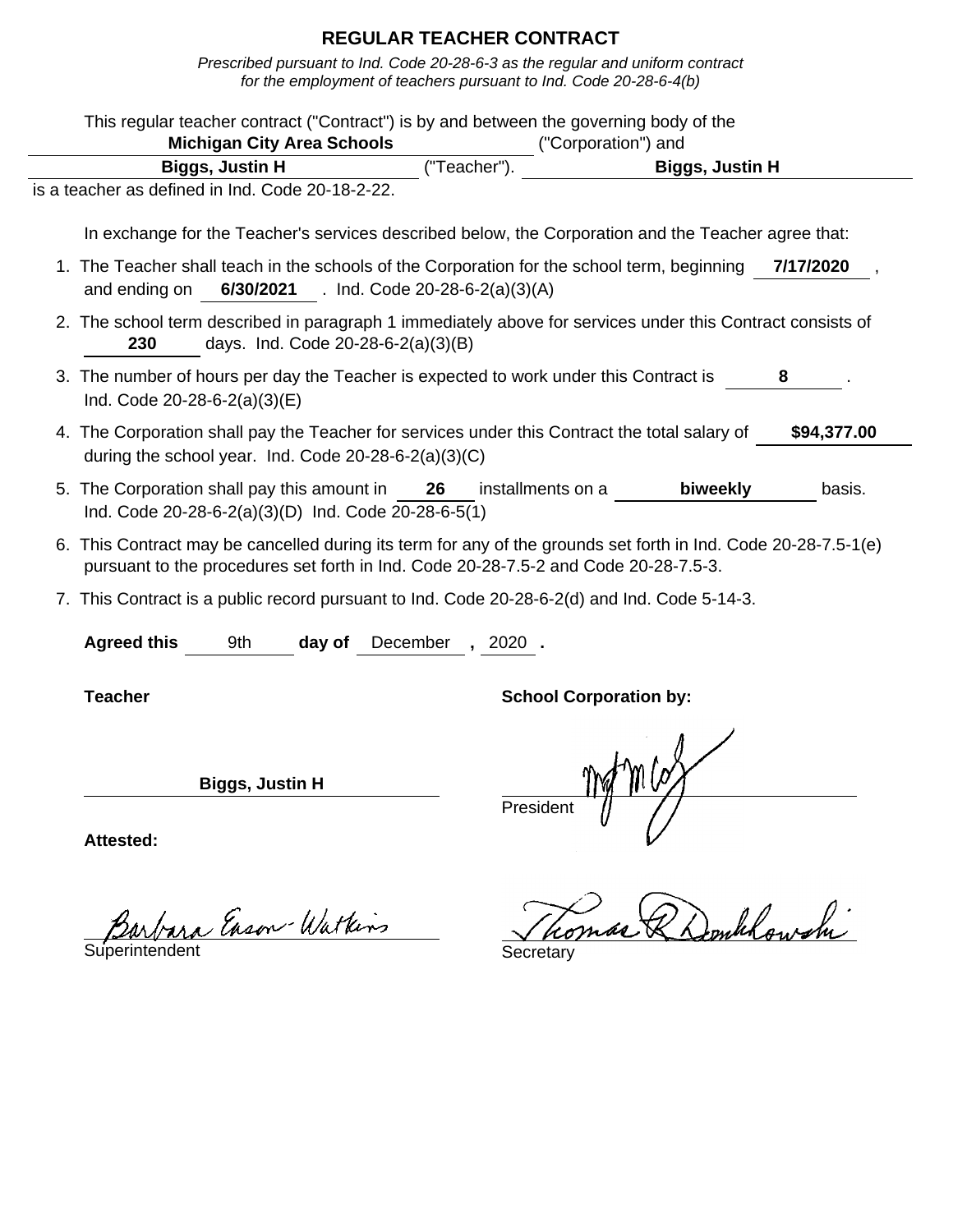# REGULAR TEACHER CONTRACT

*Prescribed pursuant to Ind. Code 20-28-6-3 as the regular and uniform contract for the employment of teachers pursuant to Ind. Code 20-28-6-4(b)*

This regular teacher contract ("Contract") is by and between the governing body of the **Michigan City Area Schools** ("Corporation") and **Biggs, Justin H** ("Teacher"). **Biggs, Justin H** is a teacher as defined in Ind. Code 20-18-2-22.

In exchange for the Teacher's services described below, the Corporation and the Teacher agree that:

1. The Teacher shall teach in the schools of the Corporation for the school term, beginning **7/17/2020**, and ending on **6/30/2021**. Ind. Code 20-28-6-2(a)(3)(A)
2. The school term described in paragraph 1 immediately above for services under this Contract consists of **230** days. Ind. Code 20-28-6-2(a)(3)(B)
3. The number of hours per day the Teacher is expected to work under this Contract is **8**. Ind. Code 20-28-6-2(a)(3)(E)
4. The Corporation shall pay the Teacher for services under this Contract the total salary of **$94,377.00** during the school year. Ind. Code 20-28-6-2(a)(3)(C)
5. The Corporation shall pay this amount in **26** installments on a **biweekly** basis. Ind. Code 20-28-6-2(a)(3)(D) Ind. Code 20-28-6-5(1)
6. This Contract may be cancelled during its term for any of the grounds set forth in Ind. Code 20-28-7.5-1(e) pursuant to the procedures set forth in Ind. Code 20-28-7.5-2 and Code 20-28-7.5-3.
7. This Contract is a public record pursuant to Ind. Code 20-28-6-2(d) and Ind. Code 5-14-3.

**Agreed this** 9th **day of** December **,** 2020 **.**

**Teacher**

**Biggs, Justin H**

**School Corporation by:**

President

**Attested:**

Barbara Eason-Watkins

Superintendent

Thomas R Donkhowski

Secretary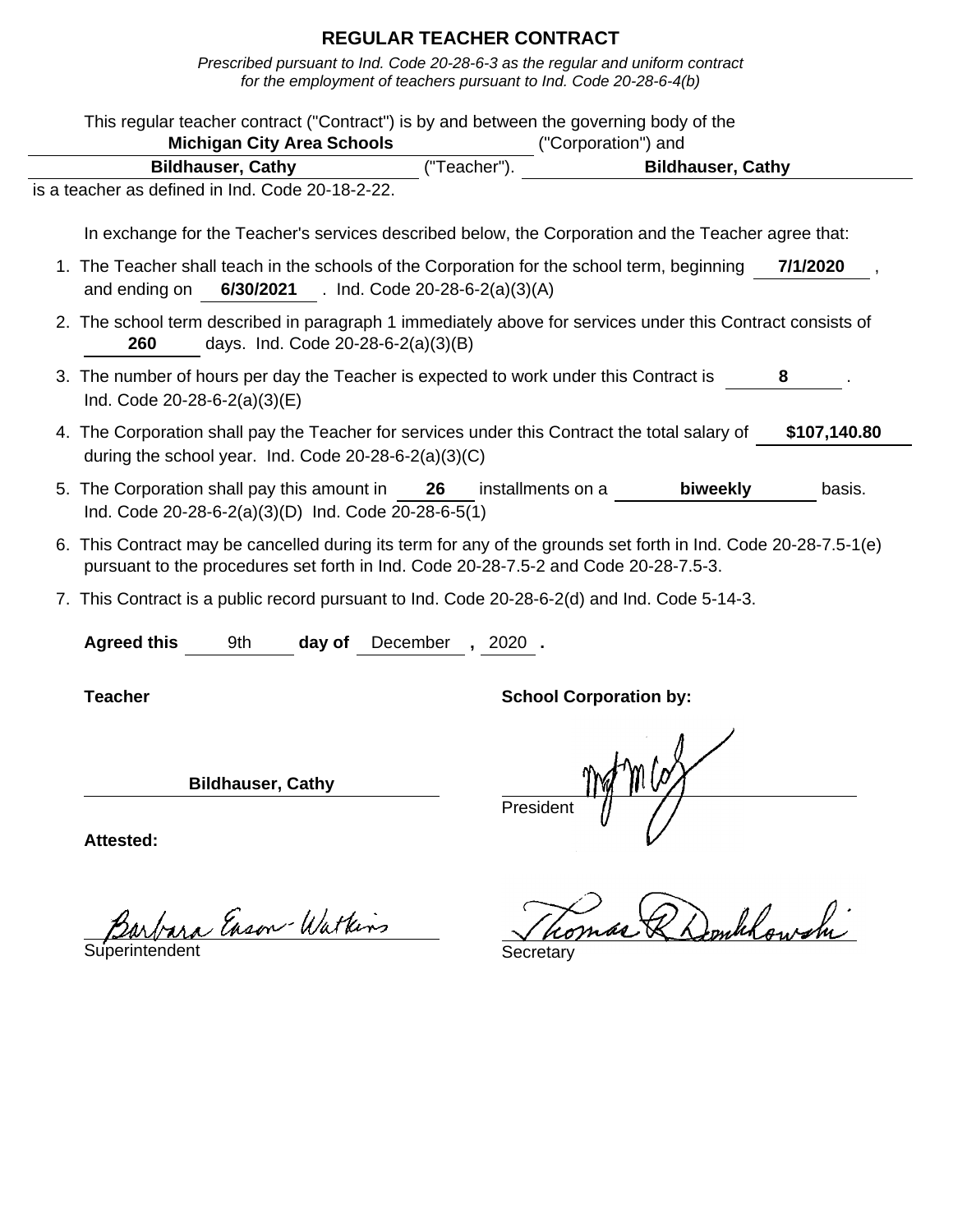# REGULAR TEACHER CONTRACT

*Prescribed pursuant to Ind. Code 20-28-6-3 as the regular and uniform contract for the employment of teachers pursuant to Ind. Code 20-28-6-4(b)*

This regular teacher contract ("Contract") is by and between the governing body of the **Michigan City Area Schools** ("Corporation") and **Bildhauser, Cathy** ("Teacher"). **Bildhauser, Cathy** is a teacher as defined in Ind. Code 20-18-2-22.

In exchange for the Teacher's services described below, the Corporation and the Teacher agree that:

1. The Teacher shall teach in the schools of the Corporation for the school term, beginning **7/1/2020**, and ending on **6/30/2021**. Ind. Code 20-28-6-2(a)(3)(A)
2. The school term described in paragraph 1 immediately above for services under this Contract consists of **260** days. Ind. Code 20-28-6-2(a)(3)(B)
3. The number of hours per day the Teacher is expected to work under this Contract is **8**. Ind. Code 20-28-6-2(a)(3)(E)
4. The Corporation shall pay the Teacher for services under this Contract the total salary of **$107,140.80** during the school year. Ind. Code 20-28-6-2(a)(3)(C)
5. The Corporation shall pay this amount in **26** installments on a **biweekly** basis. Ind. Code 20-28-6-2(a)(3)(D) Ind. Code 20-28-6-5(1)
6. This Contract may be cancelled during its term for any of the grounds set forth in Ind. Code 20-28-7.5-1(e) pursuant to the procedures set forth in Ind. Code 20-28-7.5-2 and Code 20-28-7.5-3.
7. This Contract is a public record pursuant to Ind. Code 20-28-6-2(d) and Ind. Code 5-14-3.

**Agreed this** 9th **day of** December **,** 2020 **.**

**Teacher**

**Bildhauser, Cathy**

**School Corporation by:**

President

**Attested:**

Barbara Eason-Watkins
Superintendent

Thomas R Donkhowski
Secretary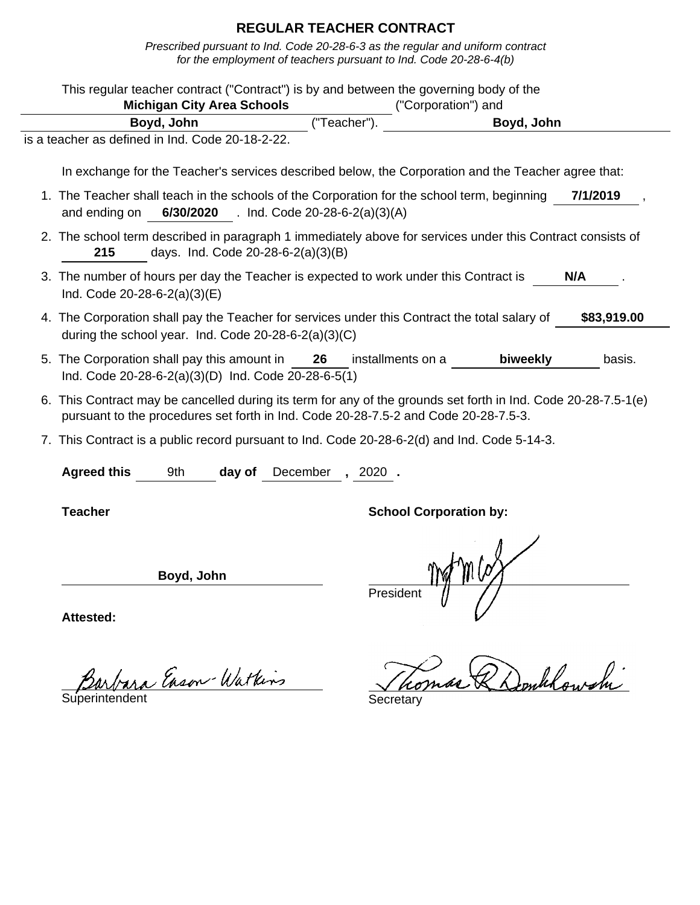# REGULAR TEACHER CONTRACT

*Prescribed pursuant to Ind. Code 20-28-6-3 as the regular and uniform contract for the employment of teachers pursuant to Ind. Code 20-28-6-4(b)*

This regular teacher contract ("Contract") is by and between the governing body of the **Michigan City Area Schools** ("Corporation") and **Boyd, John** ("Teacher"). **Boyd, John** is a teacher as defined in Ind. Code 20-18-2-22.

In exchange for the Teacher's services described below, the Corporation and the Teacher agree that:

1. The Teacher shall teach in the schools of the Corporation for the school term, beginning **7/1/2019**, and ending on **6/30/2020**. Ind. Code 20-28-6-2(a)(3)(A)
2. The school term described in paragraph 1 immediately above for services under this Contract consists of **215** days. Ind. Code 20-28-6-2(a)(3)(B)
3. The number of hours per day the Teacher is expected to work under this Contract is **N/A**. Ind. Code 20-28-6-2(a)(3)(E)
4. The Corporation shall pay the Teacher for services under this Contract the total salary of **$83,919.00** during the school year. Ind. Code 20-28-6-2(a)(3)(C)
5. The Corporation shall pay this amount in **26** installments on a **biweekly** basis. Ind. Code 20-28-6-2(a)(3)(D) Ind. Code 20-28-6-5(1)
6. This Contract may be cancelled during its term for any of the grounds set forth in Ind. Code 20-28-7.5-1(e) pursuant to the procedures set forth in Ind. Code 20-28-7.5-2 and Code 20-28-7.5-3.
7. This Contract is a public record pursuant to Ind. Code 20-28-6-2(d) and Ind. Code 5-14-3.

**Agreed this** 9th **day of** December **,** 2020 **.**

**Teacher**

Boyd, John

**School Corporation by:**

President

**Attested:**

Barbara Eason-Watkins
Superintendent

Thomas R Donkowski
Secretary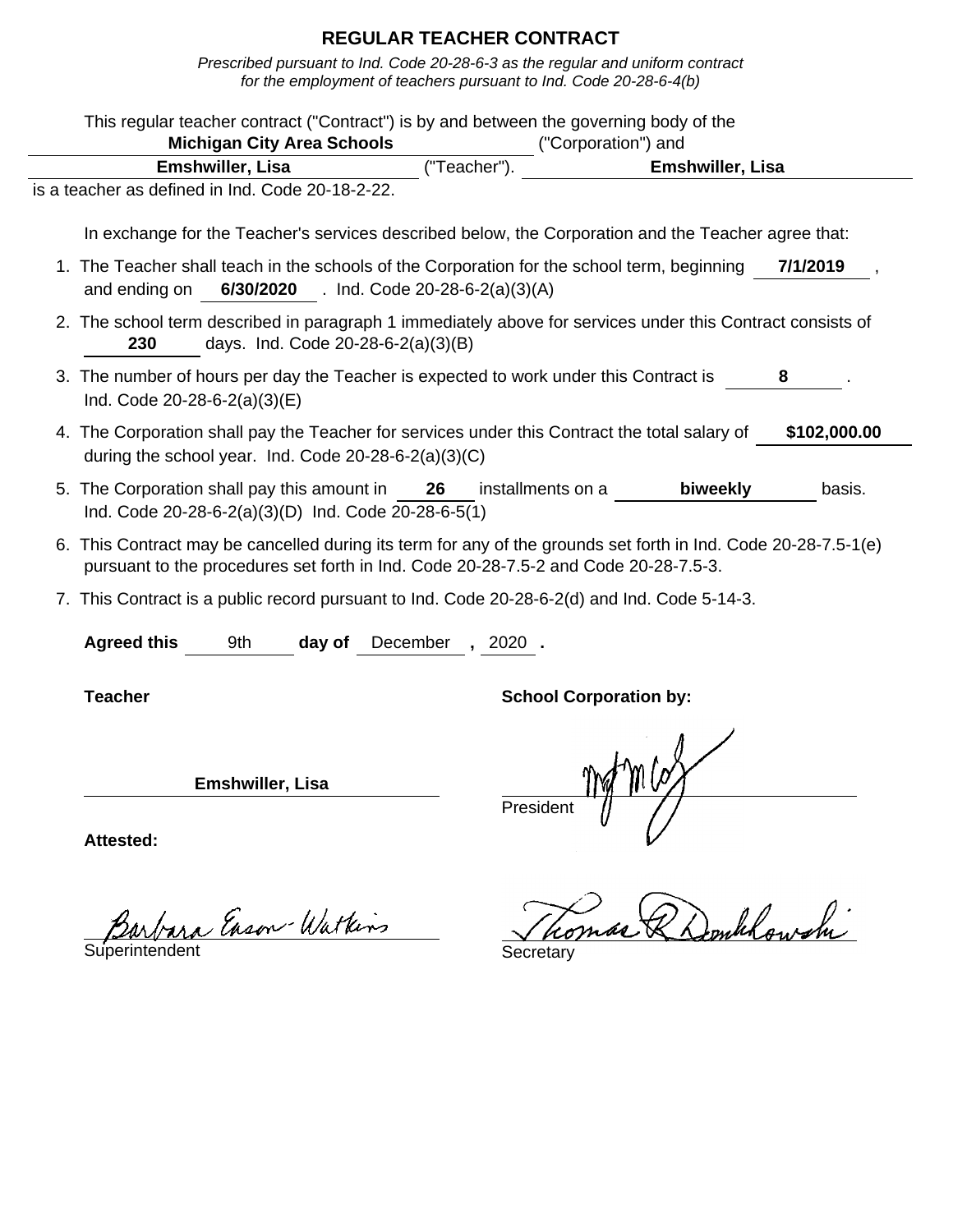# REGULAR TEACHER CONTRACT

*Prescribed pursuant to Ind. Code 20-28-6-3 as the regular and uniform contract for the employment of teachers pursuant to Ind. Code 20-28-6-4(b)*

This regular teacher contract ("Contract") is by and between the governing body of the **Michigan City Area Schools** ("Corporation") and **Emshwiller, Lisa** ("Teacher"). **Emshwiller, Lisa** is a teacher as defined in Ind. Code 20-18-2-22.

In exchange for the Teacher's services described below, the Corporation and the Teacher agree that:

1. The Teacher shall teach in the schools of the Corporation for the school term, beginning **7/1/2019**, and ending on **6/30/2020**. Ind. Code 20-28-6-2(a)(3)(A)
2. The school term described in paragraph 1 immediately above for services under this Contract consists of **230** days. Ind. Code 20-28-6-2(a)(3)(B)
3. The number of hours per day the Teacher is expected to work under this Contract is **8**. Ind. Code 20-28-6-2(a)(3)(E)
4. The Corporation shall pay the Teacher for services under this Contract the total salary of **$102,000.00** during the school year. Ind. Code 20-28-6-2(a)(3)(C)
5. The Corporation shall pay this amount in **26** installments on a **biweekly** basis. Ind. Code 20-28-6-2(a)(3)(D) Ind. Code 20-28-6-5(1)
6. This Contract may be cancelled during its term for any of the grounds set forth in Ind. Code 20-28-7.5-1(e) pursuant to the procedures set forth in Ind. Code 20-28-7.5-2 and Code 20-28-7.5-3.
7. This Contract is a public record pursuant to Ind. Code 20-28-6-2(d) and Ind. Code 5-14-3.

**Agreed this** 9th **day of** December **,** 2020 **.**

**Teacher**

**Emshwiller, Lisa**

**School Corporation by:**

President

**Attested:**

Barbara Eason-Watkins
Superintendent

Thomas R Donkhowski
Secretary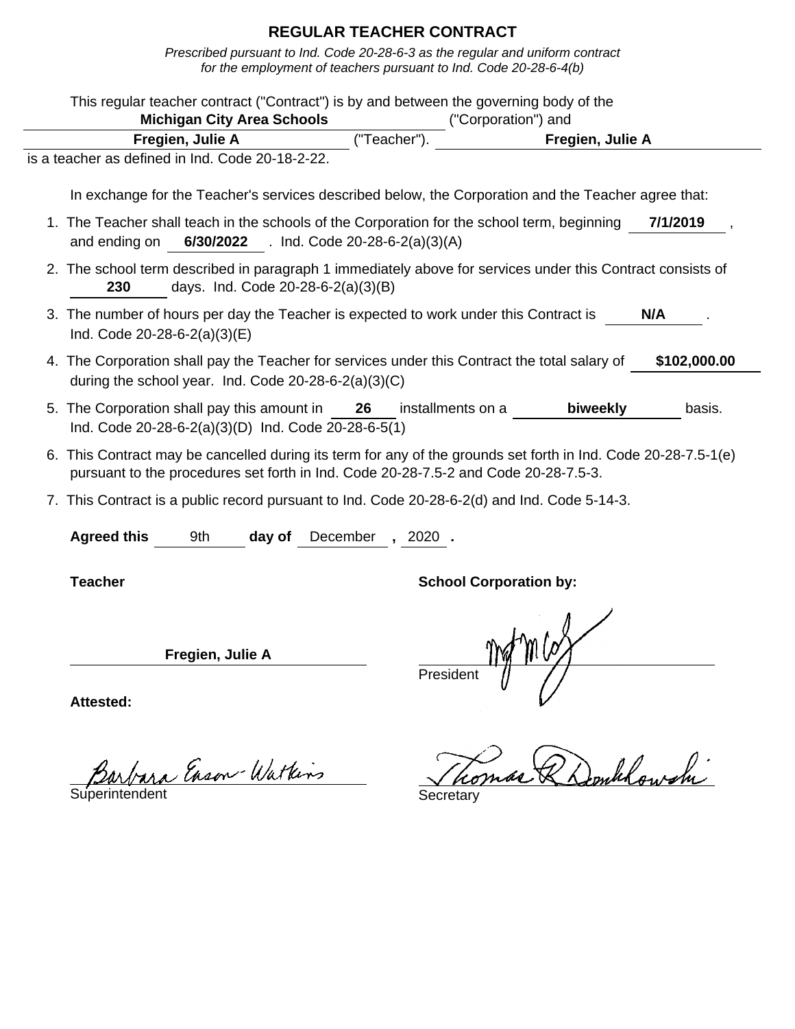# REGULAR TEACHER CONTRACT

*Prescribed pursuant to Ind. Code 20-28-6-3 as the regular and uniform contract for the employment of teachers pursuant to Ind. Code 20-28-6-4(b)*

This regular teacher contract ("Contract") is by and between the governing body of the **Michigan City Area Schools** ("Corporation") and **Fregien, Julie A** ("Teacher"). **Fregien, Julie A** is a teacher as defined in Ind. Code 20-18-2-22.

In exchange for the Teacher's services described below, the Corporation and the Teacher agree that:

1. The Teacher shall teach in the schools of the Corporation for the school term, beginning **7/1/2019**, and ending on **6/30/2022**. Ind. Code 20-28-6-2(a)(3)(A)
2. The school term described in paragraph 1 immediately above for services under this Contract consists of **230** days. Ind. Code 20-28-6-2(a)(3)(B)
3. The number of hours per day the Teacher is expected to work under this Contract is **N/A**. Ind. Code 20-28-6-2(a)(3)(E)
4. The Corporation shall pay the Teacher for services under this Contract the total salary of **$102,000.00** during the school year. Ind. Code 20-28-6-2(a)(3)(C)
5. The Corporation shall pay this amount in **26** installments on a **biweekly** basis. Ind. Code 20-28-6-2(a)(3)(D) Ind. Code 20-28-6-5(1)
6. This Contract may be cancelled during its term for any of the grounds set forth in Ind. Code 20-28-7.5-1(e) pursuant to the procedures set forth in Ind. Code 20-28-7.5-2 and Code 20-28-7.5-3.
7. This Contract is a public record pursuant to Ind. Code 20-28-6-2(d) and Ind. Code 5-14-3.

**Agreed this** 9th **day of** December **,** 2020 **.**

**Teacher**

**Fregien, Julie A**

**School Corporation by:**

[Signature]
President

**Attested:**

Barbara Eason-Watkins
Superintendent

Thomas R Donkowski
Secretary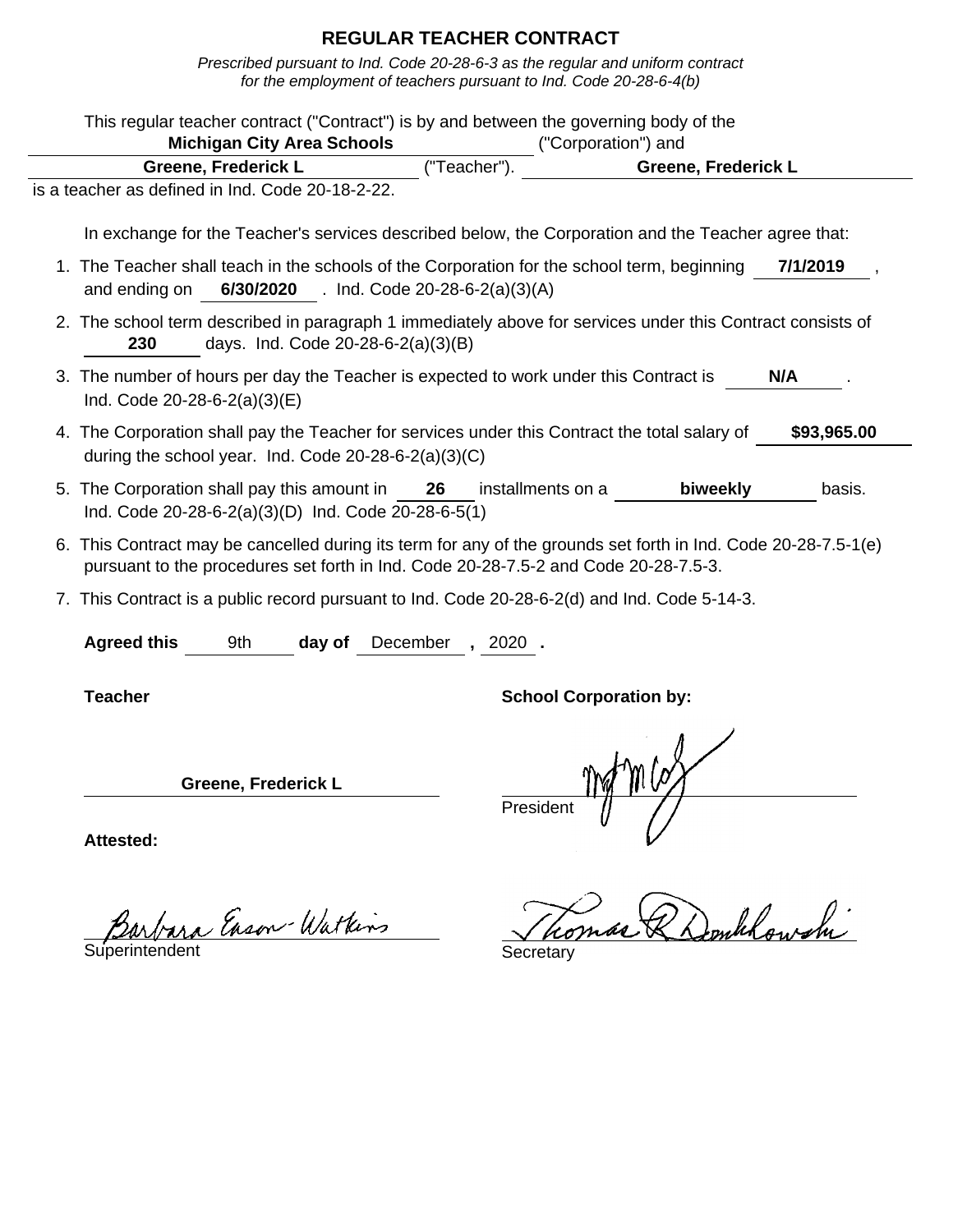# REGULAR TEACHER CONTRACT

*Prescribed pursuant to Ind. Code 20-28-6-3 as the regular and uniform contract for the employment of teachers pursuant to Ind. Code 20-28-6-4(b)*

This regular teacher contract ("Contract") is by and between the governing body of the **Michigan City Area Schools** ("Corporation") and **Greene, Frederick L** ("Teacher"). **Greene, Frederick L** is a teacher as defined in Ind. Code 20-18-2-22.

In exchange for the Teacher's services described below, the Corporation and the Teacher agree that:

1. The Teacher shall teach in the schools of the Corporation for the school term, beginning **7/1/2019**, and ending on **6/30/2020**. Ind. Code 20-28-6-2(a)(3)(A)
2. The school term described in paragraph 1 immediately above for services under this Contract consists of **230** days. Ind. Code 20-28-6-2(a)(3)(B)
3. The number of hours per day the Teacher is expected to work under this Contract is **N/A**. Ind. Code 20-28-6-2(a)(3)(E)
4. The Corporation shall pay the Teacher for services under this Contract the total salary of **$93,965.00** during the school year. Ind. Code 20-28-6-2(a)(3)(C)
5. The Corporation shall pay this amount in **26** installments on a **biweekly** basis. Ind. Code 20-28-6-2(a)(3)(D) Ind. Code 20-28-6-5(1)
6. This Contract may be cancelled during its term for any of the grounds set forth in Ind. Code 20-28-7.5-1(e) pursuant to the procedures set forth in Ind. Code 20-28-7.5-2 and Code 20-28-7.5-3.
7. This Contract is a public record pursuant to Ind. Code 20-28-6-2(d) and Ind. Code 5-14-3.

**Agreed this** 9th **day of** December **,** 2020 **.**

**Teacher**

**Greene, Frederick L**

**School Corporation by:**

[signature]
President

**Attested:**

Barbara Eason-Watkins
Superintendent

Thomas R Donkhowski
Secretary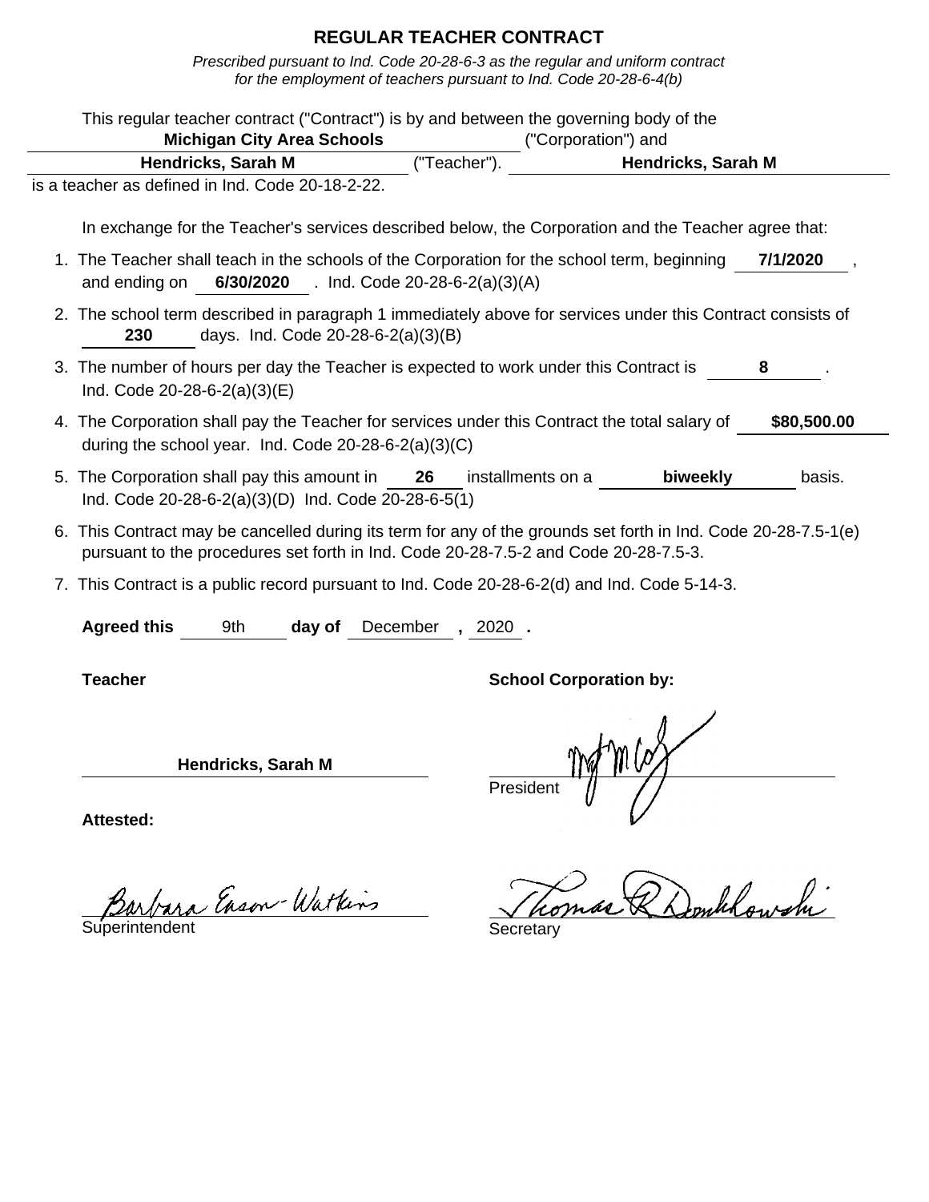# REGULAR TEACHER CONTRACT

*Prescribed pursuant to Ind. Code 20-28-6-3 as the regular and uniform contract for the employment of teachers pursuant to Ind. Code 20-28-6-4(b)*

This regular teacher contract ("Contract") is by and between the governing body of the **Michigan City Area Schools** ("Corporation") and **Hendricks, Sarah M** ("Teacher"). **Hendricks, Sarah M** is a teacher as defined in Ind. Code 20-18-2-22.

In exchange for the Teacher's services described below, the Corporation and the Teacher agree that:

1. The Teacher shall teach in the schools of the Corporation for the school term, beginning **7/1/2020**, and ending on **6/30/2020**. Ind. Code 20-28-6-2(a)(3)(A)
2. The school term described in paragraph 1 immediately above for services under this Contract consists of **230** days. Ind. Code 20-28-6-2(a)(3)(B)
3. The number of hours per day the Teacher is expected to work under this Contract is **8**. Ind. Code 20-28-6-2(a)(3)(E)
4. The Corporation shall pay the Teacher for services under this Contract the total salary of **$80,500.00** during the school year. Ind. Code 20-28-6-2(a)(3)(C)
5. The Corporation shall pay this amount in **26** installments on a **biweekly** basis. Ind. Code 20-28-6-2(a)(3)(D) Ind. Code 20-28-6-5(1)
6. This Contract may be cancelled during its term for any of the grounds set forth in Ind. Code 20-28-7.5-1(e) pursuant to the procedures set forth in Ind. Code 20-28-7.5-2 and Code 20-28-7.5-3.
7. This Contract is a public record pursuant to Ind. Code 20-28-6-2(d) and Ind. Code 5-14-3.

**Agreed this** 9th **day of** December **,** 2020 **.**

**Teacher**

**Hendricks, Sarah M**

**School Corporation by:**

President

**Attested:**

Barbara Eason-Watkins

Superintendent

Thomas R Donkowski

Secretary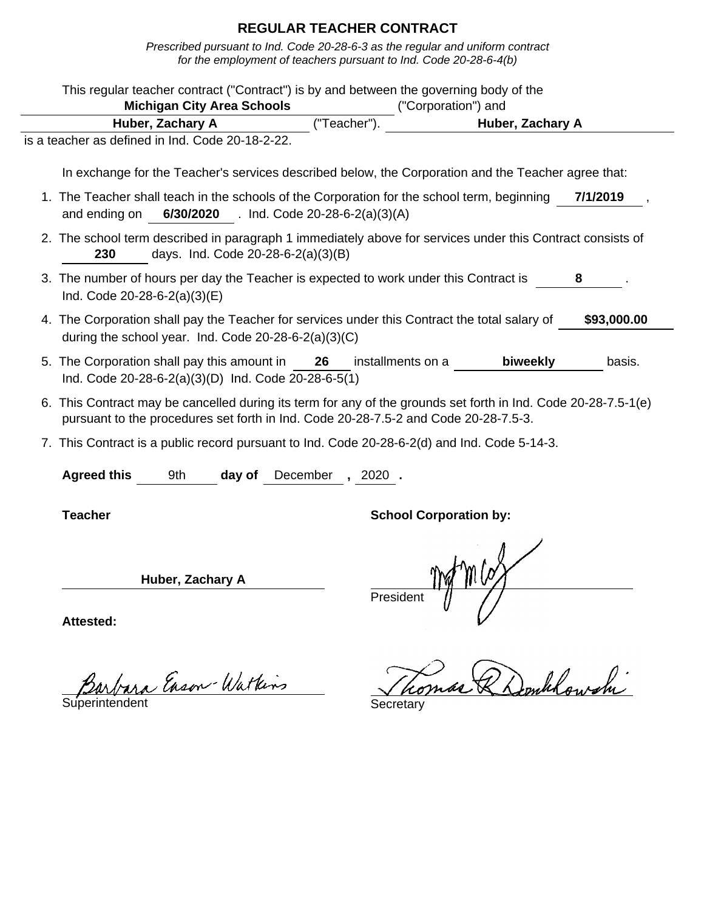# REGULAR TEACHER CONTRACT

*Prescribed pursuant to Ind. Code 20-28-6-3 as the regular and uniform contract for the employment of teachers pursuant to Ind. Code 20-28-6-4(b)*

This regular teacher contract ("Contract") is by and between the governing body of the **Michigan City Area Schools** ("Corporation") and **Huber, Zachary A** ("Teacher"). **Huber, Zachary A** is a teacher as defined in Ind. Code 20-18-2-22.

In exchange for the Teacher's services described below, the Corporation and the Teacher agree that:

1. The Teacher shall teach in the schools of the Corporation for the school term, beginning **7/1/2019**, and ending on **6/30/2020**. Ind. Code 20-28-6-2(a)(3)(A)
2. The school term described in paragraph 1 immediately above for services under this Contract consists of **230** days. Ind. Code 20-28-6-2(a)(3)(B)
3. The number of hours per day the Teacher is expected to work under this Contract is **8**. Ind. Code 20-28-6-2(a)(3)(E)
4. The Corporation shall pay the Teacher for services under this Contract the total salary of **$93,000.00** during the school year. Ind. Code 20-28-6-2(a)(3)(C)
5. The Corporation shall pay this amount in **26** installments on a **biweekly** basis. Ind. Code 20-28-6-2(a)(3)(D) Ind. Code 20-28-6-5(1)
6. This Contract may be cancelled during its term for any of the grounds set forth in Ind. Code 20-28-7.5-1(e) pursuant to the procedures set forth in Ind. Code 20-28-7.5-2 and Code 20-28-7.5-3.
7. This Contract is a public record pursuant to Ind. Code 20-28-6-2(d) and Ind. Code 5-14-3.

**Agreed this** 9th **day of** December **,** 2020 **.**

**Teacher**

**Huber, Zachary A**

**School Corporation by:**

President

**Attested:**

Barbara Eason-Watkins
Superintendent

Thomas R Donkowski
Secretary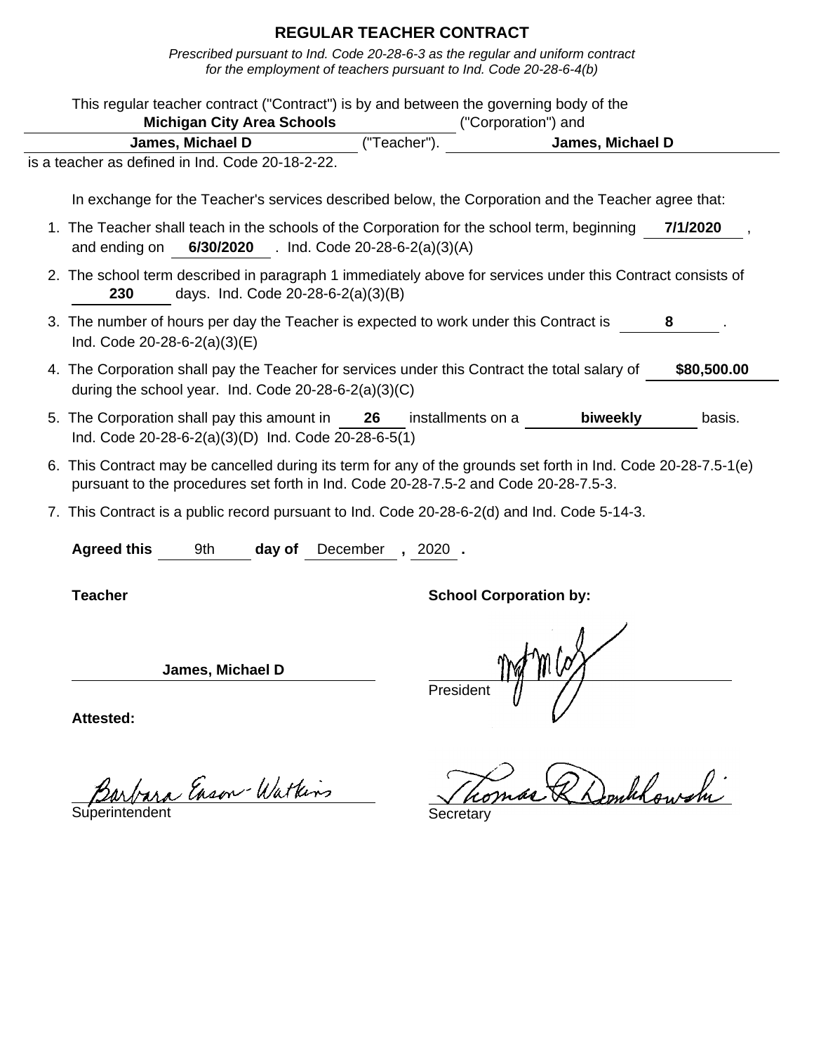# REGULAR TEACHER CONTRACT

*Prescribed pursuant to Ind. Code 20-28-6-3 as the regular and uniform contract for the employment of teachers pursuant to Ind. Code 20-28-6-4(b)*

This regular teacher contract ("Contract") is by and between the governing body of the **Michigan City Area Schools** ("Corporation") and **James, Michael D** ("Teacher"). **James, Michael D** is a teacher as defined in Ind. Code 20-18-2-22.

In exchange for the Teacher's services described below, the Corporation and the Teacher agree that:

1. The Teacher shall teach in the schools of the Corporation for the school term, beginning **7/1/2020**, and ending on **6/30/2020**. Ind. Code 20-28-6-2(a)(3)(A)
2. The school term described in paragraph 1 immediately above for services under this Contract consists of **230** days. Ind. Code 20-28-6-2(a)(3)(B)
3. The number of hours per day the Teacher is expected to work under this Contract is **8**. Ind. Code 20-28-6-2(a)(3)(E)
4. The Corporation shall pay the Teacher for services under this Contract the total salary of **$80,500.00** during the school year. Ind. Code 20-28-6-2(a)(3)(C)
5. The Corporation shall pay this amount in **26** installments on a **biweekly** basis. Ind. Code 20-28-6-2(a)(3)(D) Ind. Code 20-28-6-5(1)
6. This Contract may be cancelled during its term for any of the grounds set forth in Ind. Code 20-28-7.5-1(e) pursuant to the procedures set forth in Ind. Code 20-28-7.5-2 and Code 20-28-7.5-3.
7. This Contract is a public record pursuant to Ind. Code 20-28-6-2(d) and Ind. Code 5-14-3.

**Agreed this** 9th **day of** December **,** 2020 **.**

**Teacher**

**James, Michael D**

**School Corporation by:**

President

**Attested:**

Barbara Eason-Watkins
Superintendent

Thomas R Dombkowski
Secretary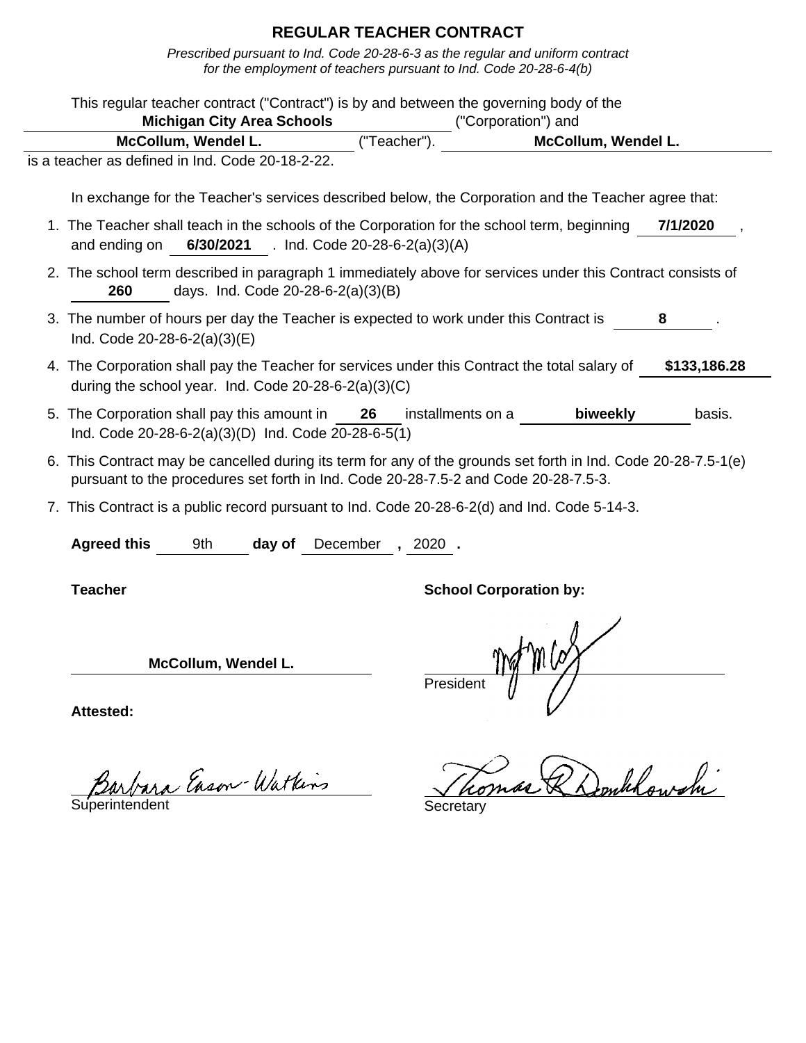# REGULAR TEACHER CONTRACT

*Prescribed pursuant to Ind. Code 20-28-6-3 as the regular and uniform contract for the employment of teachers pursuant to Ind. Code 20-28-6-4(b)*

This regular teacher contract ("Contract") is by and between the governing body of the **Michigan City Area Schools** ("Corporation") and **McCollum, Wendel L.** ("Teacher"). **McCollum, Wendel L.** is a teacher as defined in Ind. Code 20-18-2-22.

In exchange for the Teacher's services described below, the Corporation and the Teacher agree that:

1. The Teacher shall teach in the schools of the Corporation for the school term, beginning **7/1/2020**, and ending on **6/30/2021**. Ind. Code 20-28-6-2(a)(3)(A)
2. The school term described in paragraph 1 immediately above for services under this Contract consists of **260** days. Ind. Code 20-28-6-2(a)(3)(B)
3. The number of hours per day the Teacher is expected to work under this Contract is **8**. Ind. Code 20-28-6-2(a)(3)(E)
4. The Corporation shall pay the Teacher for services under this Contract the total salary of **$133,186.28** during the school year. Ind. Code 20-28-6-2(a)(3)(C)
5. The Corporation shall pay this amount in **26** installments on a **biweekly** basis. Ind. Code 20-28-6-2(a)(3)(D) Ind. Code 20-28-6-5(1)
6. This Contract may be cancelled during its term for any of the grounds set forth in Ind. Code 20-28-7.5-1(e) pursuant to the procedures set forth in Ind. Code 20-28-7.5-2 and Code 20-28-7.5-3.
7. This Contract is a public record pursuant to Ind. Code 20-28-6-2(d) and Ind. Code 5-14-3.

**Agreed this** 9th **day of** December **,** 2020 **.**

**Teacher**

**McCollum, Wendel L.**

**School Corporation by:**

President

**Attested:**

Barbara Eason-Watkins
Superintendent

Thomas R. Dombkowski
Secretary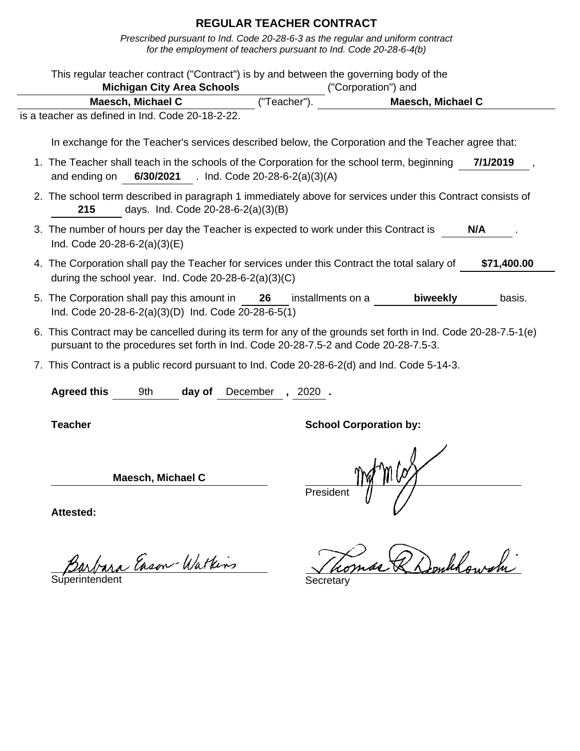# REGULAR TEACHER CONTRACT

*Prescribed pursuant to Ind. Code 20-28-6-3 as the regular and uniform contract for the employment of teachers pursuant to Ind. Code 20-28-6-4(b)*

This regular teacher contract ("Contract") is by and between the governing body of the **Michigan City Area Schools** ("Corporation") and **Maesch, Michael C** ("Teacher"). **Maesch, Michael C** is a teacher as defined in Ind. Code 20-18-2-22.

In exchange for the Teacher's services described below, the Corporation and the Teacher agree that:

1. The Teacher shall teach in the schools of the Corporation for the school term, beginning **7/1/2019**, and ending on **6/30/2021**. Ind. Code 20-28-6-2(a)(3)(A)
2. The school term described in paragraph 1 immediately above for services under this Contract consists of **215** days. Ind. Code 20-28-6-2(a)(3)(B)
3. The number of hours per day the Teacher is expected to work under this Contract is **N/A**. Ind. Code 20-28-6-2(a)(3)(E)
4. The Corporation shall pay the Teacher for services under this Contract the total salary of **$71,400.00** during the school year. Ind. Code 20-28-6-2(a)(3)(C)
5. The Corporation shall pay this amount in **26** installments on a **biweekly** basis. Ind. Code 20-28-6-2(a)(3)(D) Ind. Code 20-28-6-5(1)
6. This Contract may be cancelled during its term for any of the grounds set forth in Ind. Code 20-28-7.5-1(e) pursuant to the procedures set forth in Ind. Code 20-28-7.5-2 and Code 20-28-7.5-3.
7. This Contract is a public record pursuant to Ind. Code 20-28-6-2(d) and Ind. Code 5-14-3.

**Agreed this** 9th **day of** December **,** 2020 **.**

**Teacher**

**Maesch, Michael C**

**School Corporation by:**

President

**Attested:**

Barbara Eason-Watkins
Superintendent

Thomas R Donkowski
Secretary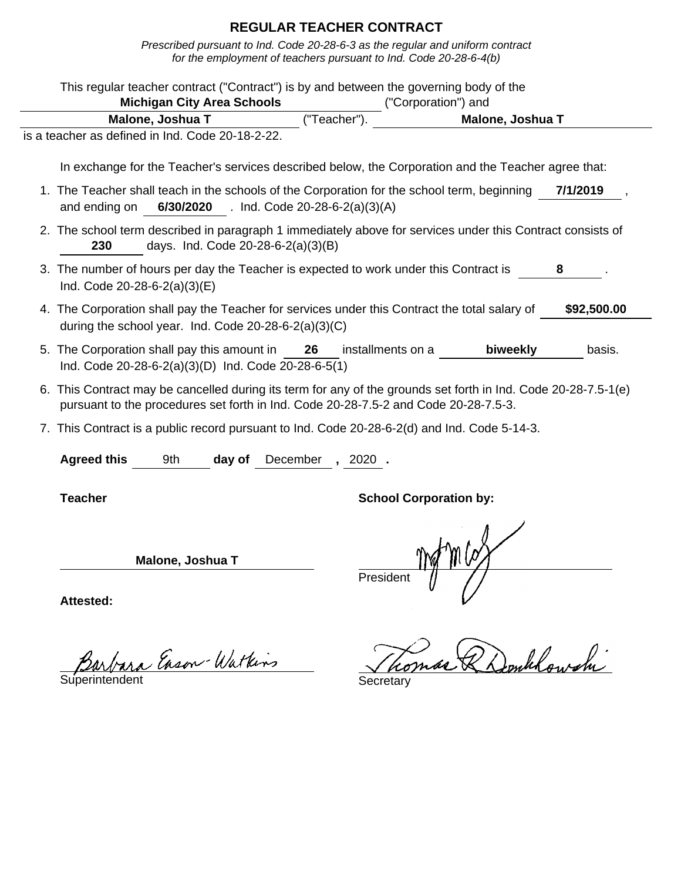# REGULAR TEACHER CONTRACT

*Prescribed pursuant to Ind. Code 20-28-6-3 as the regular and uniform contract for the employment of teachers pursuant to Ind. Code 20-28-6-4(b)*

This regular teacher contract ("Contract") is by and between the governing body of the **Michigan City Area Schools** ("Corporation") and **Malone, Joshua T** ("Teacher"). **Malone, Joshua T** is a teacher as defined in Ind. Code 20-18-2-22.

In exchange for the Teacher's services described below, the Corporation and the Teacher agree that:

1. The Teacher shall teach in the schools of the Corporation for the school term, beginning **7/1/2019**, and ending on **6/30/2020**. Ind. Code 20-28-6-2(a)(3)(A)
2. The school term described in paragraph 1 immediately above for services under this Contract consists of **230** days. Ind. Code 20-28-6-2(a)(3)(B)
3. The number of hours per day the Teacher is expected to work under this Contract is **8**. Ind. Code 20-28-6-2(a)(3)(E)
4. The Corporation shall pay the Teacher for services under this Contract the total salary of **$92,500.00** during the school year. Ind. Code 20-28-6-2(a)(3)(C)
5. The Corporation shall pay this amount in **26** installments on a **biweekly** basis. Ind. Code 20-28-6-2(a)(3)(D) Ind. Code 20-28-6-5(1)
6. This Contract may be cancelled during its term for any of the grounds set forth in Ind. Code 20-28-7.5-1(e) pursuant to the procedures set forth in Ind. Code 20-28-7.5-2 and Code 20-28-7.5-3.
7. This Contract is a public record pursuant to Ind. Code 20-28-6-2(d) and Ind. Code 5-14-3.

**Agreed this** 9th **day of** December **,** 2020 **.**

**Teacher**

**Malone, Joshua T**

**School Corporation by:**

President

**Attested:**

Barbara Eason-Watkins
Superintendent

Thomas R Dombkowski
Secretary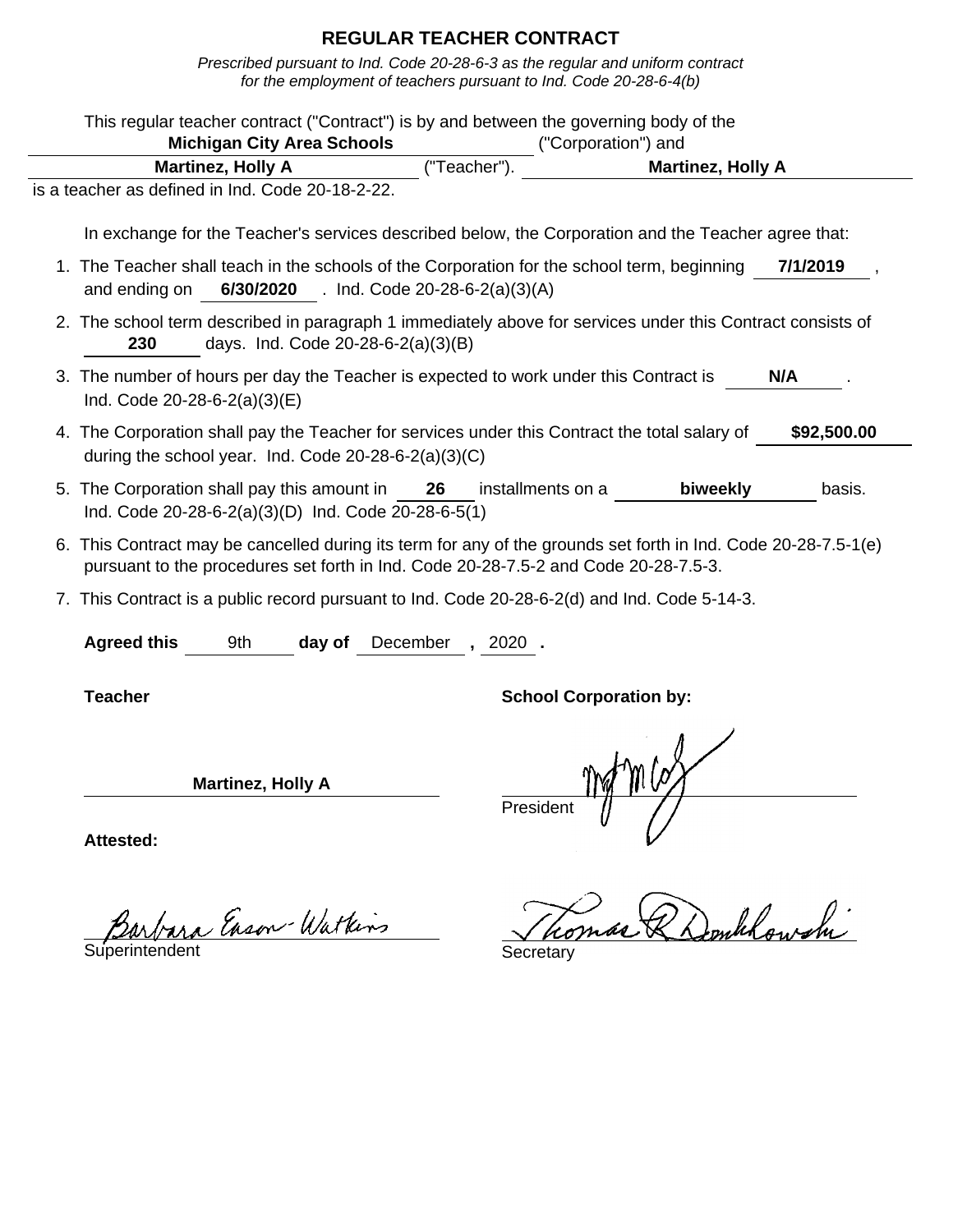# REGULAR TEACHER CONTRACT

*Prescribed pursuant to Ind. Code 20-28-6-3 as the regular and uniform contract for the employment of teachers pursuant to Ind. Code 20-28-6-4(b)*

This regular teacher contract ("Contract") is by and between the governing body of the **Michigan City Area Schools** ("Corporation") and **Martinez, Holly A** ("Teacher"). **Martinez, Holly A** is a teacher as defined in Ind. Code 20-18-2-22.

In exchange for the Teacher's services described below, the Corporation and the Teacher agree that:

1. The Teacher shall teach in the schools of the Corporation for the school term, beginning **7/1/2019**, and ending on **6/30/2020**. Ind. Code 20-28-6-2(a)(3)(A)
2. The school term described in paragraph 1 immediately above for services under this Contract consists of **230** days. Ind. Code 20-28-6-2(a)(3)(B)
3. The number of hours per day the Teacher is expected to work under this Contract is **N/A**. Ind. Code 20-28-6-2(a)(3)(E)
4. The Corporation shall pay the Teacher for services under this Contract the total salary of **$92,500.00** during the school year. Ind. Code 20-28-6-2(a)(3)(C)
5. The Corporation shall pay this amount in **26** installments on a **biweekly** basis. Ind. Code 20-28-6-2(a)(3)(D) Ind. Code 20-28-6-5(1)
6. This Contract may be cancelled during its term for any of the grounds set forth in Ind. Code 20-28-7.5-1(e) pursuant to the procedures set forth in Ind. Code 20-28-7.5-2 and Code 20-28-7.5-3.
7. This Contract is a public record pursuant to Ind. Code 20-28-6-2(d) and Ind. Code 5-14-3.

**Agreed this** 9th **day of** December **,** 2020 **.**

**Teacher**

**Martinez, Holly A**

**School Corporation by:**

President

**Attested:**

Barbara Eason-Watkins

Superintendent

Thomas R Donkkowski

Secretary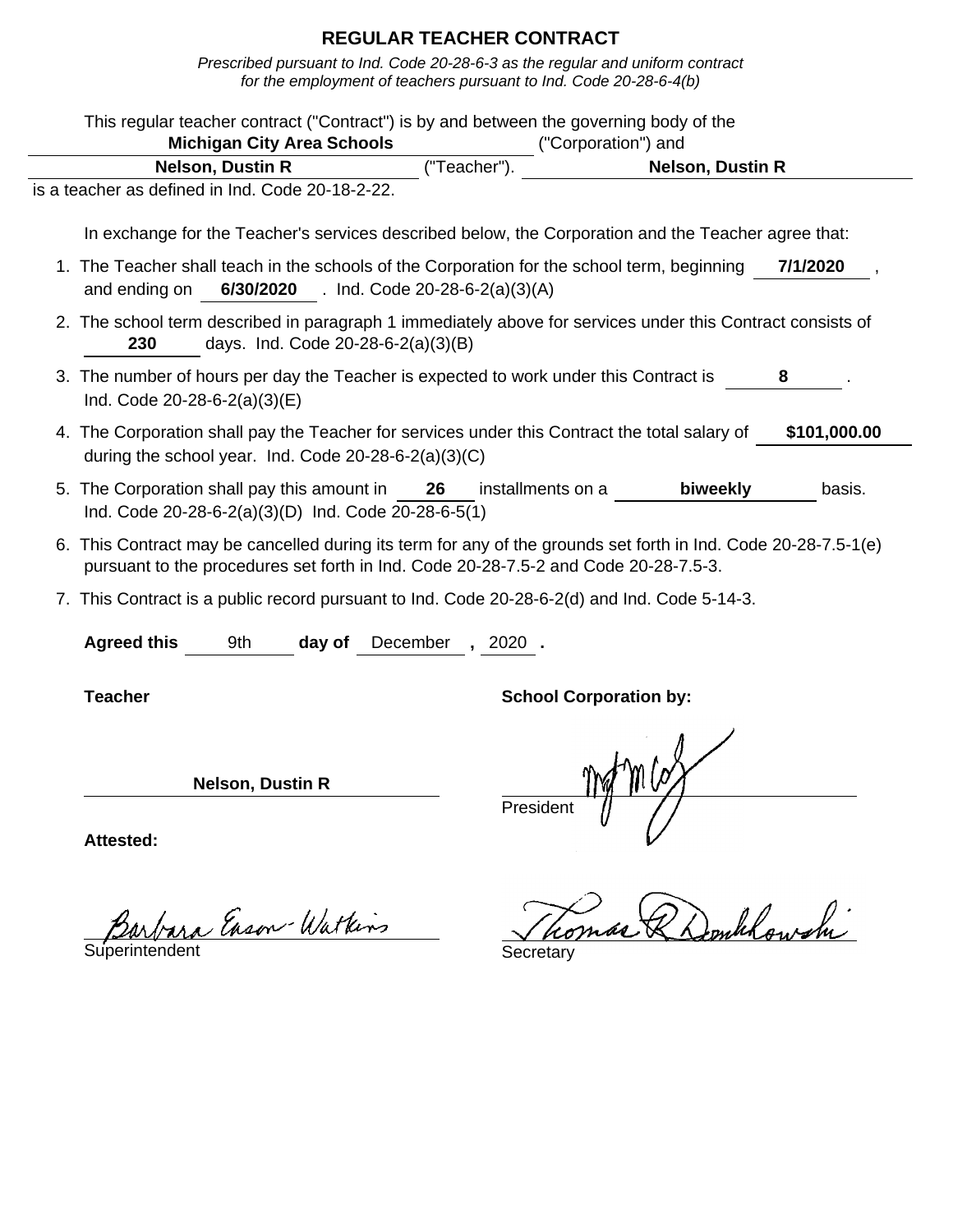# REGULAR TEACHER CONTRACT

*Prescribed pursuant to Ind. Code 20-28-6-3 as the regular and uniform contract for the employment of teachers pursuant to Ind. Code 20-28-6-4(b)*

This regular teacher contract ("Contract") is by and between the governing body of the **Michigan City Area Schools** ("Corporation") and **Nelson, Dustin R** ("Teacher"). **Nelson, Dustin R** is a teacher as defined in Ind. Code 20-18-2-22.

In exchange for the Teacher's services described below, the Corporation and the Teacher agree that:

1. The Teacher shall teach in the schools of the Corporation for the school term, beginning **7/1/2020**, and ending on **6/30/2020**. Ind. Code 20-28-6-2(a)(3)(A)
2. The school term described in paragraph 1 immediately above for services under this Contract consists of **230** days. Ind. Code 20-28-6-2(a)(3)(B)
3. The number of hours per day the Teacher is expected to work under this Contract is **8**. Ind. Code 20-28-6-2(a)(3)(E)
4. The Corporation shall pay the Teacher for services under this Contract the total salary of **$101,000.00** during the school year. Ind. Code 20-28-6-2(a)(3)(C)
5. The Corporation shall pay this amount in **26** installments on a **biweekly** basis. Ind. Code 20-28-6-2(a)(3)(D) Ind. Code 20-28-6-5(1)
6. This Contract may be cancelled during its term for any of the grounds set forth in Ind. Code 20-28-7.5-1(e) pursuant to the procedures set forth in Ind. Code 20-28-7.5-2 and Code 20-28-7.5-3.
7. This Contract is a public record pursuant to Ind. Code 20-28-6-2(d) and Ind. Code 5-14-3.

**Agreed this** 9th **day of** December **,** 2020 **.**

**Teacher**

**Nelson, Dustin R**

**School Corporation by:**

[signature]
President

**Attested:**

Barbara Eason-Watkins
Superintendent

Thomas R Donkowski
Secretary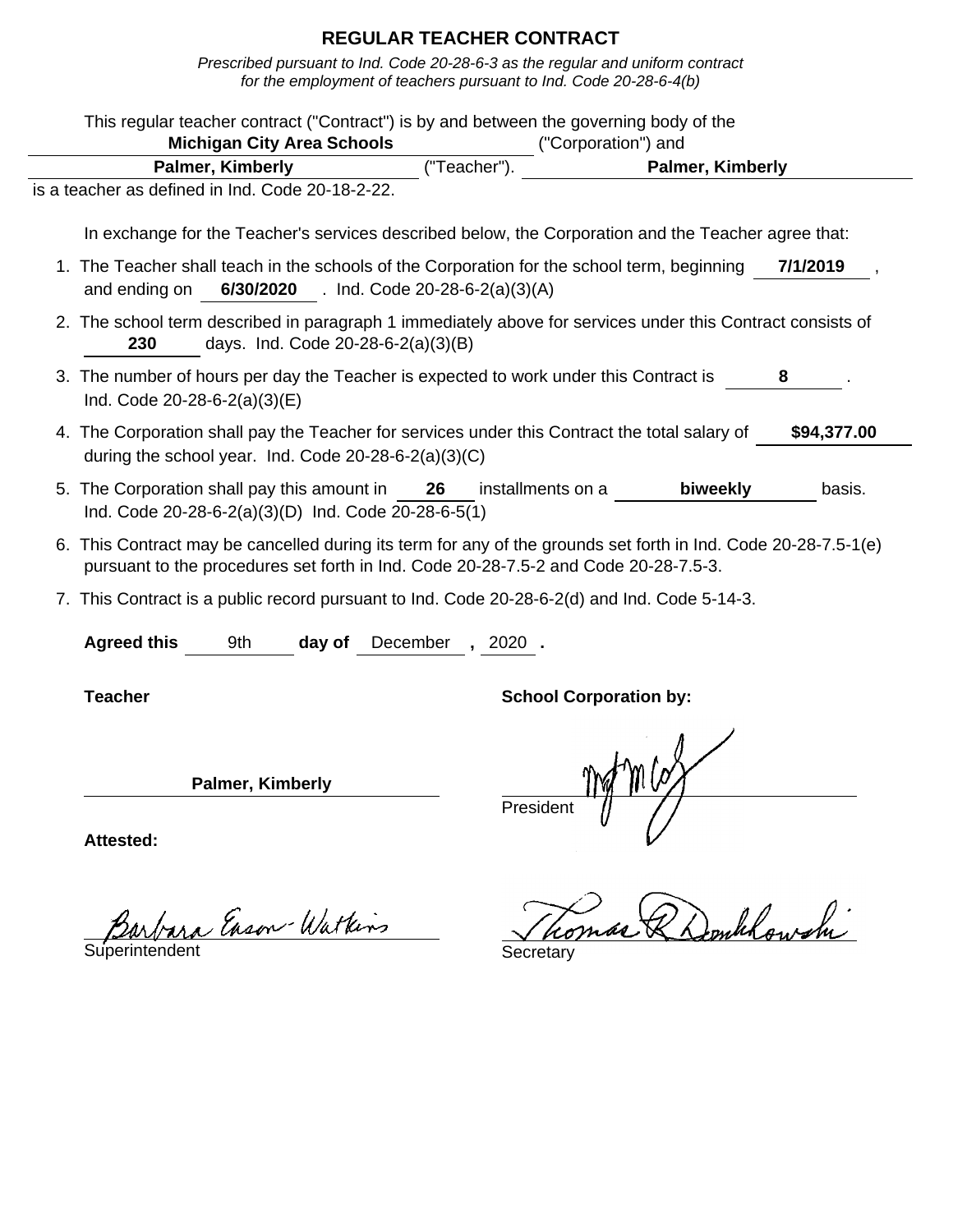# REGULAR TEACHER CONTRACT

*Prescribed pursuant to Ind. Code 20-28-6-3 as the regular and uniform contract for the employment of teachers pursuant to Ind. Code 20-28-6-4(b)*

This regular teacher contract ("Contract") is by and between the governing body of the **Michigan City Area Schools** ("Corporation") and **Palmer, Kimberly** ("Teacher"). **Palmer, Kimberly** is a teacher as defined in Ind. Code 20-18-2-22.

In exchange for the Teacher's services described below, the Corporation and the Teacher agree that:

1. The Teacher shall teach in the schools of the Corporation for the school term, beginning **7/1/2019**, and ending on **6/30/2020**. Ind. Code 20-28-6-2(a)(3)(A)
2. The school term described in paragraph 1 immediately above for services under this Contract consists of **230** days. Ind. Code 20-28-6-2(a)(3)(B)
3. The number of hours per day the Teacher is expected to work under this Contract is **8**. Ind. Code 20-28-6-2(a)(3)(E)
4. The Corporation shall pay the Teacher for services under this Contract the total salary of **$94,377.00** during the school year. Ind. Code 20-28-6-2(a)(3)(C)
5. The Corporation shall pay this amount in **26** installments on a **biweekly** basis. Ind. Code 20-28-6-2(a)(3)(D) Ind. Code 20-28-6-5(1)
6. This Contract may be cancelled during its term for any of the grounds set forth in Ind. Code 20-28-7.5-1(e) pursuant to the procedures set forth in Ind. Code 20-28-7.5-2 and Code 20-28-7.5-3.
7. This Contract is a public record pursuant to Ind. Code 20-28-6-2(d) and Ind. Code 5-14-3.

**Agreed this** 9th **day of** December **,** 2020 **.**

**Teacher**

**Palmer, Kimberly**

**School Corporation by:**

President

**Attested:**

Barbara Eason-Watkins

Superintendent

Thomas R Donkowski

Secretary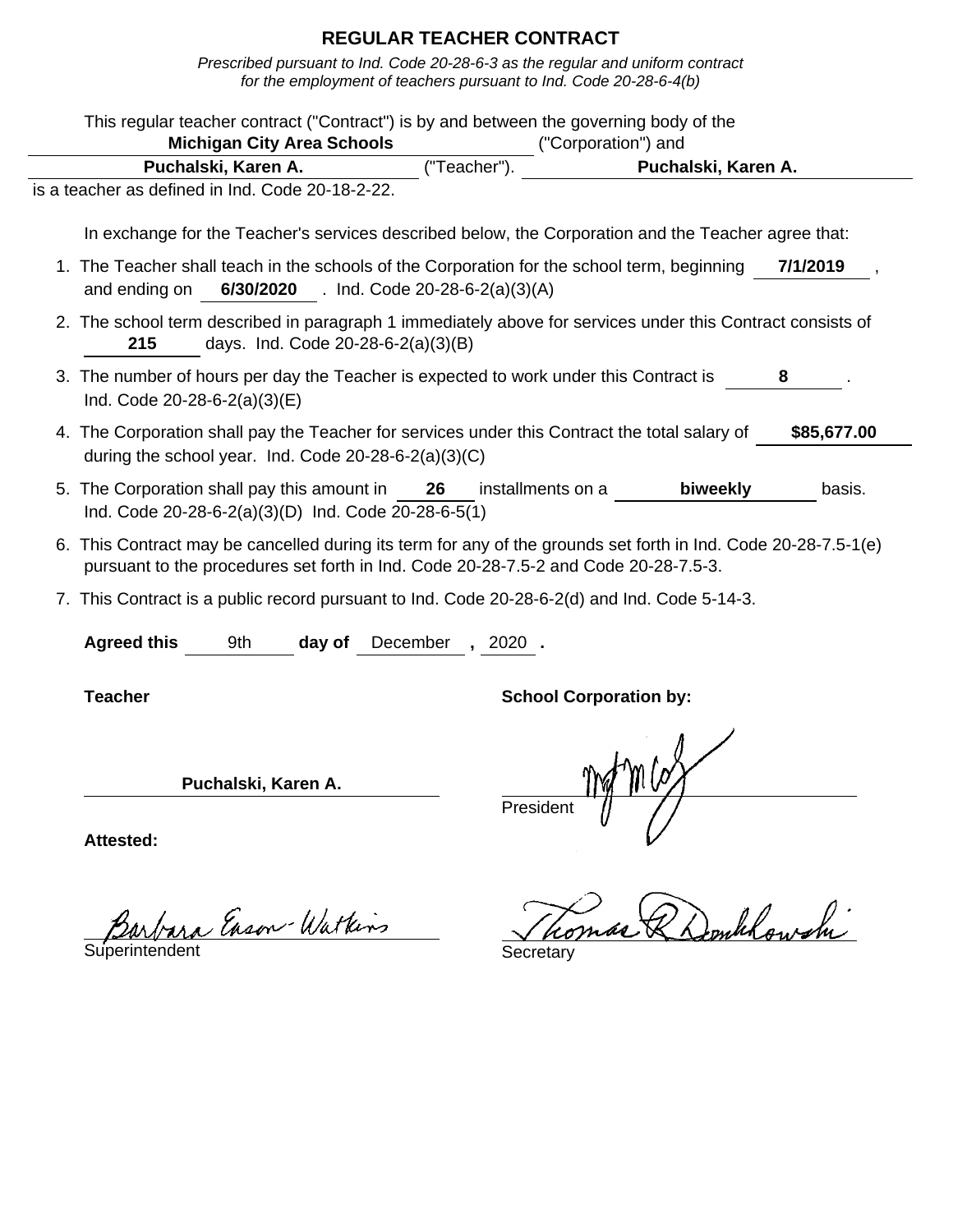# REGULAR TEACHER CONTRACT

*Prescribed pursuant to Ind. Code 20-28-6-3 as the regular and uniform contract for the employment of teachers pursuant to Ind. Code 20-28-6-4(b)*

This regular teacher contract ("Contract") is by and between the governing body of the **Michigan City Area Schools** ("Corporation") and **Puchalski, Karen A.** ("Teacher"). **Puchalski, Karen A.** is a teacher as defined in Ind. Code 20-18-2-22.

In exchange for the Teacher's services described below, the Corporation and the Teacher agree that:

1. The Teacher shall teach in the schools of the Corporation for the school term, beginning **7/1/2019**, and ending on **6/30/2020**. Ind. Code 20-28-6-2(a)(3)(A)
2. The school term described in paragraph 1 immediately above for services under this Contract consists of **215** days. Ind. Code 20-28-6-2(a)(3)(B)
3. The number of hours per day the Teacher is expected to work under this Contract is **8**. Ind. Code 20-28-6-2(a)(3)(E)
4. The Corporation shall pay the Teacher for services under this Contract the total salary of **$85,677.00** during the school year. Ind. Code 20-28-6-2(a)(3)(C)
5. The Corporation shall pay this amount in **26** installments on a **biweekly** basis. Ind. Code 20-28-6-2(a)(3)(D) Ind. Code 20-28-6-5(1)
6. This Contract may be cancelled during its term for any of the grounds set forth in Ind. Code 20-28-7.5-1(e) pursuant to the procedures set forth in Ind. Code 20-28-7.5-2 and Code 20-28-7.5-3.
7. This Contract is a public record pursuant to Ind. Code 20-28-6-2(d) and Ind. Code 5-14-3.

**Agreed this** 9th **day of** December **,** 2020 **.**

**Teacher**

**Puchalski, Karen A.**

**School Corporation by:**

President

**Attested:**

Barbara Eason-Watkins
Superintendent

Thomas R Dombkowski
Secretary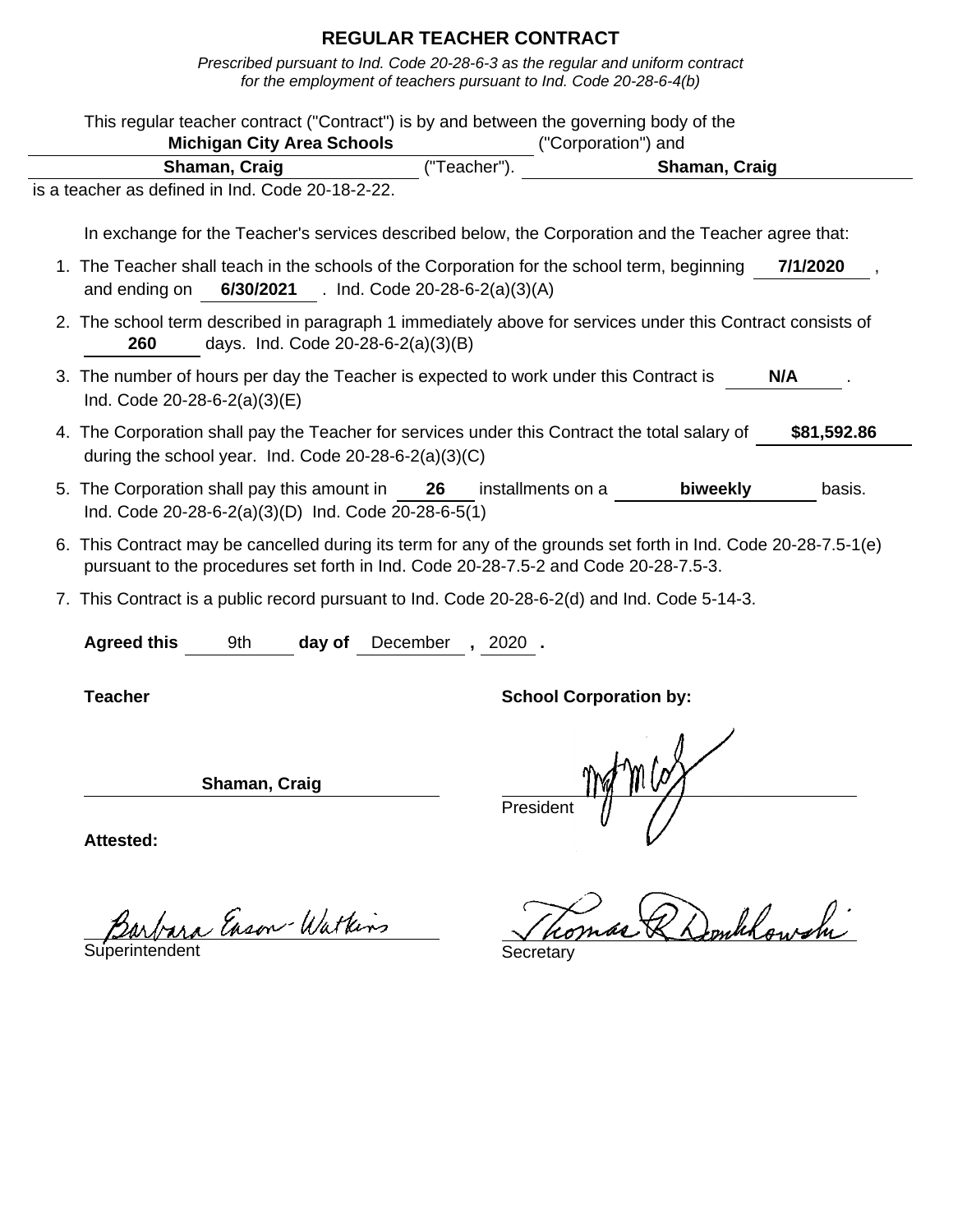# REGULAR TEACHER CONTRACT

*Prescribed pursuant to Ind. Code 20-28-6-3 as the regular and uniform contract for the employment of teachers pursuant to Ind. Code 20-28-6-4(b)*

This regular teacher contract ("Contract") is by and between the governing body of the **Michigan City Area Schools** ("Corporation") and **Shaman, Craig** ("Teacher"). **Shaman, Craig** is a teacher as defined in Ind. Code 20-18-2-22.

In exchange for the Teacher's services described below, the Corporation and the Teacher agree that:

1. The Teacher shall teach in the schools of the Corporation for the school term, beginning **7/1/2020**, and ending on **6/30/2021**. Ind. Code 20-28-6-2(a)(3)(A)
2. The school term described in paragraph 1 immediately above for services under this Contract consists of **260** days. Ind. Code 20-28-6-2(a)(3)(B)
3. The number of hours per day the Teacher is expected to work under this Contract is **N/A**. Ind. Code 20-28-6-2(a)(3)(E)
4. The Corporation shall pay the Teacher for services under this Contract the total salary of **$81,592.86** during the school year. Ind. Code 20-28-6-2(a)(3)(C)
5. The Corporation shall pay this amount in **26** installments on a **biweekly** basis. Ind. Code 20-28-6-2(a)(3)(D) Ind. Code 20-28-6-5(1)
6. This Contract may be cancelled during its term for any of the grounds set forth in Ind. Code 20-28-7.5-1(e) pursuant to the procedures set forth in Ind. Code 20-28-7.5-2 and Code 20-28-7.5-3.
7. This Contract is a public record pursuant to Ind. Code 20-28-6-2(d) and Ind. Code 5-14-3.

**Agreed this** 9th **day of** December **,** 2020 **.**

**Teacher**

**Shaman, Craig**

**School Corporation by:**

President

**Attested:**

Barbara Eason-Watkins

Superintendent

Thomas R. Donkkowski

Secretary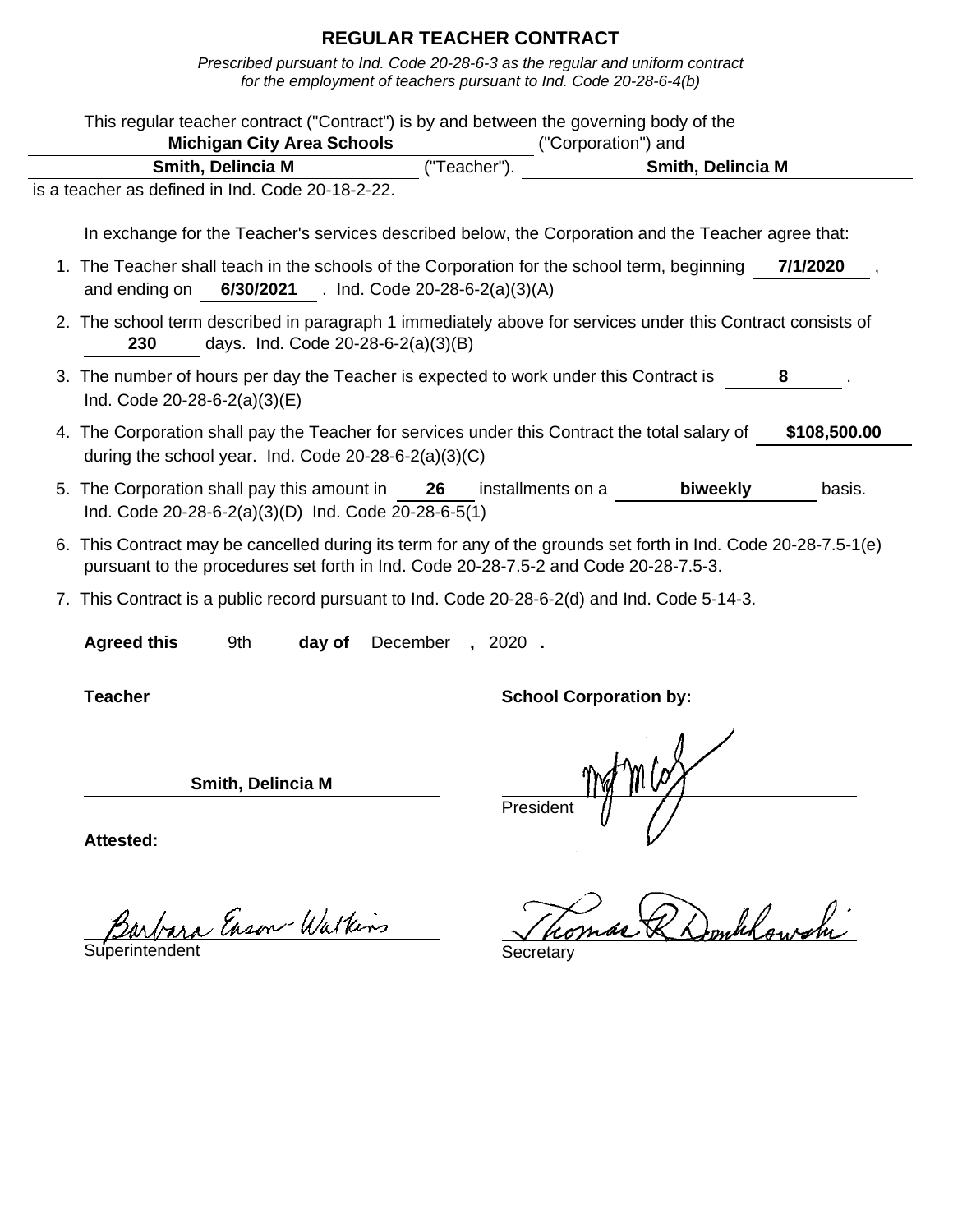# REGULAR TEACHER CONTRACT

*Prescribed pursuant to Ind. Code 20-28-6-3 as the regular and uniform contract for the employment of teachers pursuant to Ind. Code 20-28-6-4(b)*

This regular teacher contract ("Contract") is by and between the governing body of the **Michigan City Area Schools** ("Corporation") and **Smith, Delincia M** ("Teacher"). **Smith, Delincia M** is a teacher as defined in Ind. Code 20-18-2-22.

In exchange for the Teacher's services described below, the Corporation and the Teacher agree that:

1. The Teacher shall teach in the schools of the Corporation for the school term, beginning **7/1/2020**, and ending on **6/30/2021**. Ind. Code 20-28-6-2(a)(3)(A)
2. The school term described in paragraph 1 immediately above for services under this Contract consists of **230** days. Ind. Code 20-28-6-2(a)(3)(B)
3. The number of hours per day the Teacher is expected to work under this Contract is **8**. Ind. Code 20-28-6-2(a)(3)(E)
4. The Corporation shall pay the Teacher for services under this Contract the total salary of **$108,500.00** during the school year. Ind. Code 20-28-6-2(a)(3)(C)
5. The Corporation shall pay this amount in **26** installments on a **biweekly** basis. Ind. Code 20-28-6-2(a)(3)(D) Ind. Code 20-28-6-5(1)
6. This Contract may be cancelled during its term for any of the grounds set forth in Ind. Code 20-28-7.5-1(e) pursuant to the procedures set forth in Ind. Code 20-28-7.5-2 and Code 20-28-7.5-3.
7. This Contract is a public record pursuant to Ind. Code 20-28-6-2(d) and Ind. Code 5-14-3.

**Agreed this** 9th **day of** December **,** 2020 **.**

**Teacher**

**Smith, Delincia M**

**School Corporation by:**

President

**Attested:**

Barbara Eason-Watkins
Superintendent

Thomas R. Donkhowski
Secretary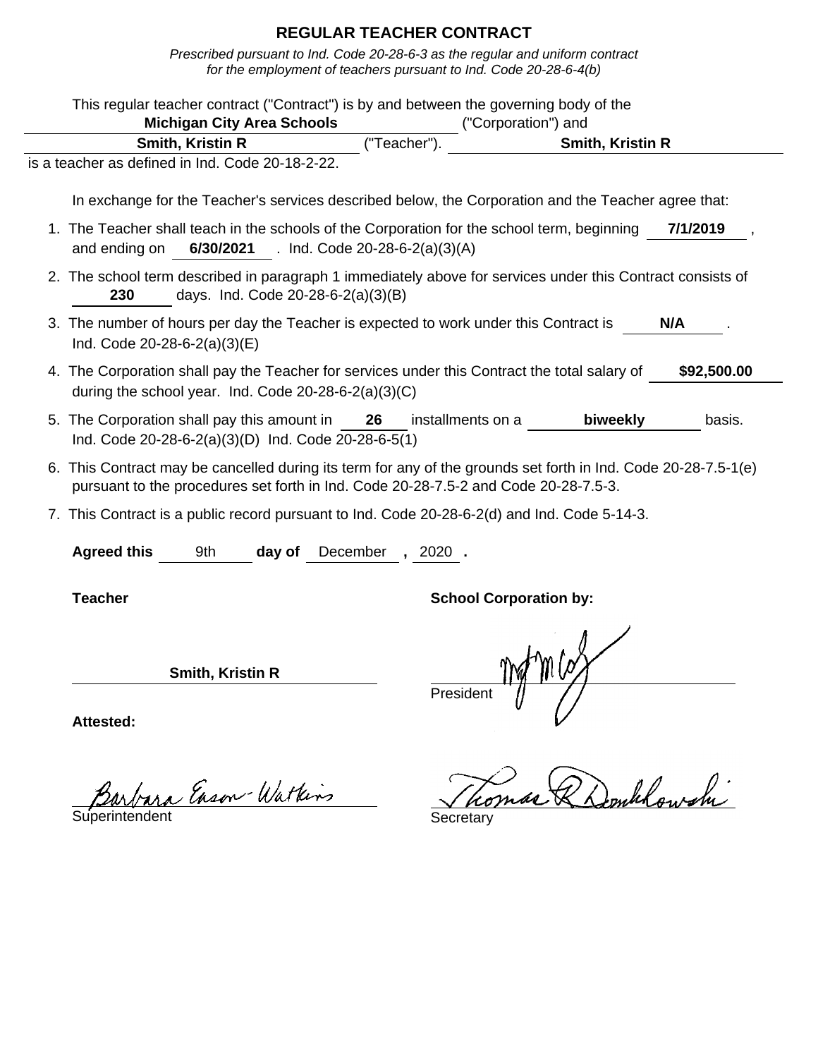# REGULAR TEACHER CONTRACT

*Prescribed pursuant to Ind. Code 20-28-6-3 as the regular and uniform contract for the employment of teachers pursuant to Ind. Code 20-28-6-4(b)*

This regular teacher contract ("Contract") is by and between the governing body of the **Michigan City Area Schools** ("Corporation") and **Smith, Kristin R** ("Teacher"). **Smith, Kristin R** is a teacher as defined in Ind. Code 20-18-2-22.

In exchange for the Teacher's services described below, the Corporation and the Teacher agree that:

1. The Teacher shall teach in the schools of the Corporation for the school term, beginning **7/1/2019**, and ending on **6/30/2021**. Ind. Code 20-28-6-2(a)(3)(A)
2. The school term described in paragraph 1 immediately above for services under this Contract consists of **230** days. Ind. Code 20-28-6-2(a)(3)(B)
3. The number of hours per day the Teacher is expected to work under this Contract is **N/A**. Ind. Code 20-28-6-2(a)(3)(E)
4. The Corporation shall pay the Teacher for services under this Contract the total salary of **$92,500.00** during the school year. Ind. Code 20-28-6-2(a)(3)(C)
5. The Corporation shall pay this amount in **26** installments on a **biweekly** basis. Ind. Code 20-28-6-2(a)(3)(D) Ind. Code 20-28-6-5(1)
6. This Contract may be cancelled during its term for any of the grounds set forth in Ind. Code 20-28-7.5-1(e) pursuant to the procedures set forth in Ind. Code 20-28-7.5-2 and Code 20-28-7.5-3.
7. This Contract is a public record pursuant to Ind. Code 20-28-6-2(d) and Ind. Code 5-14-3.

**Agreed this** 9th **day of** December **,** 2020 **.**

**Teacher**

**Smith, Kristin R**

**School Corporation by:**

President

**Attested:**

Barbara Eason-Watkins
Superintendent

Thomas R Donkhowski
Secretary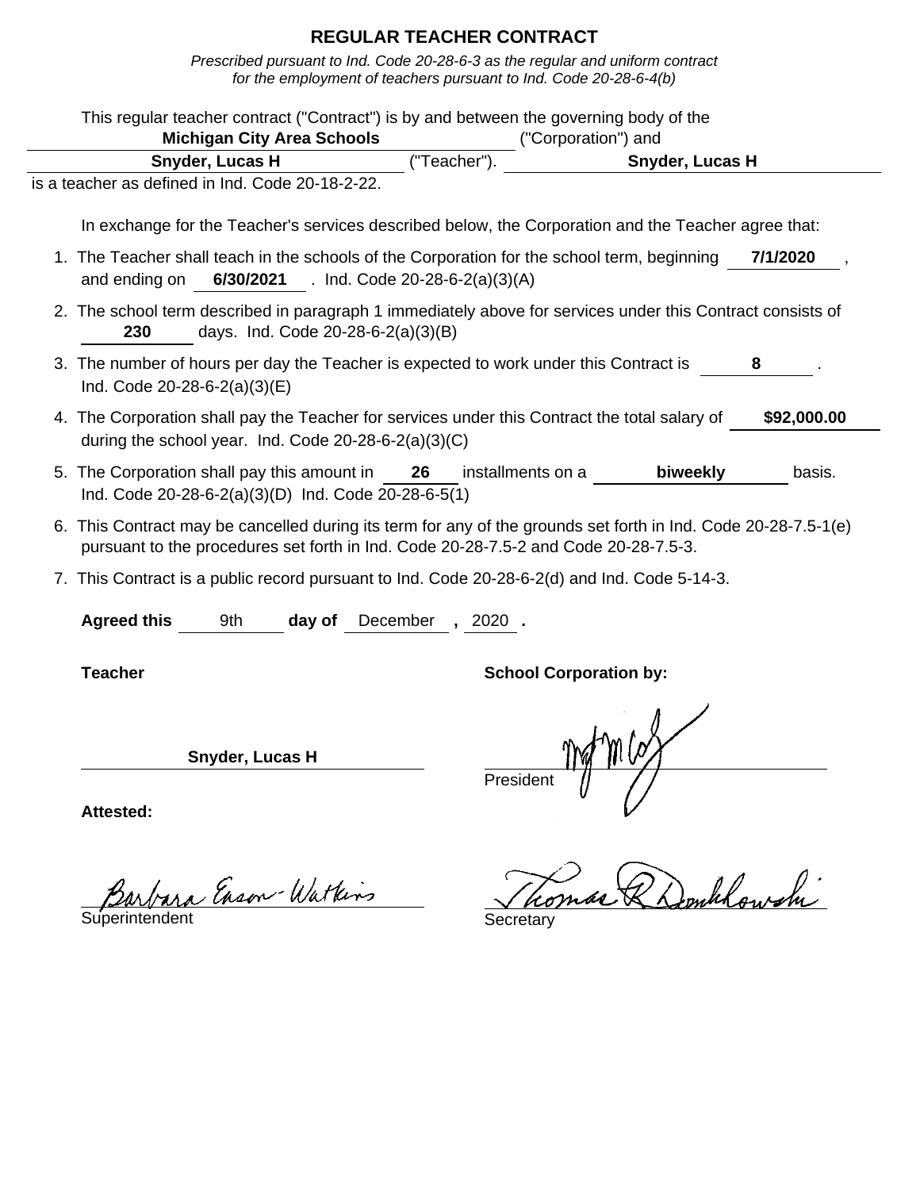# REGULAR TEACHER CONTRACT

*Prescribed pursuant to Ind. Code 20-28-6-3 as the regular and uniform contract for the employment of teachers pursuant to Ind. Code 20-28-6-4(b)*

This regular teacher contract ("Contract") is by and between the governing body of the **Michigan City Area Schools** ("Corporation") and **Snyder, Lucas H** ("Teacher"). **Snyder, Lucas H** is a teacher as defined in Ind. Code 20-18-2-22.

In exchange for the Teacher's services described below, the Corporation and the Teacher agree that:

1. The Teacher shall teach in the schools of the Corporation for the school term, beginning **7/1/2020**, and ending on **6/30/2021**. Ind. Code 20-28-6-2(a)(3)(A)
2. The school term described in paragraph 1 immediately above for services under this Contract consists of **230** days. Ind. Code 20-28-6-2(a)(3)(B)
3. The number of hours per day the Teacher is expected to work under this Contract is **8**. Ind. Code 20-28-6-2(a)(3)(E)
4. The Corporation shall pay the Teacher for services under this Contract the total salary of **$92,000.00** during the school year. Ind. Code 20-28-6-2(a)(3)(C)
5. The Corporation shall pay this amount in **26** installments on a **biweekly** basis. Ind. Code 20-28-6-2(a)(3)(D) Ind. Code 20-28-6-5(1)
6. This Contract may be cancelled during its term for any of the grounds set forth in Ind. Code 20-28-7.5-1(e) pursuant to the procedures set forth in Ind. Code 20-28-7.5-2 and Code 20-28-7.5-3.
7. This Contract is a public record pursuant to Ind. Code 20-28-6-2(d) and Ind. Code 5-14-3.

**Agreed this** 9th **day of** December **,** 2020 **.**

**Teacher**

**Snyder, Lucas H**

**School Corporation by:**

President

**Attested:**

Barbara Eason-Watkins
Superintendent

Thomas R Donhkowski
Secretary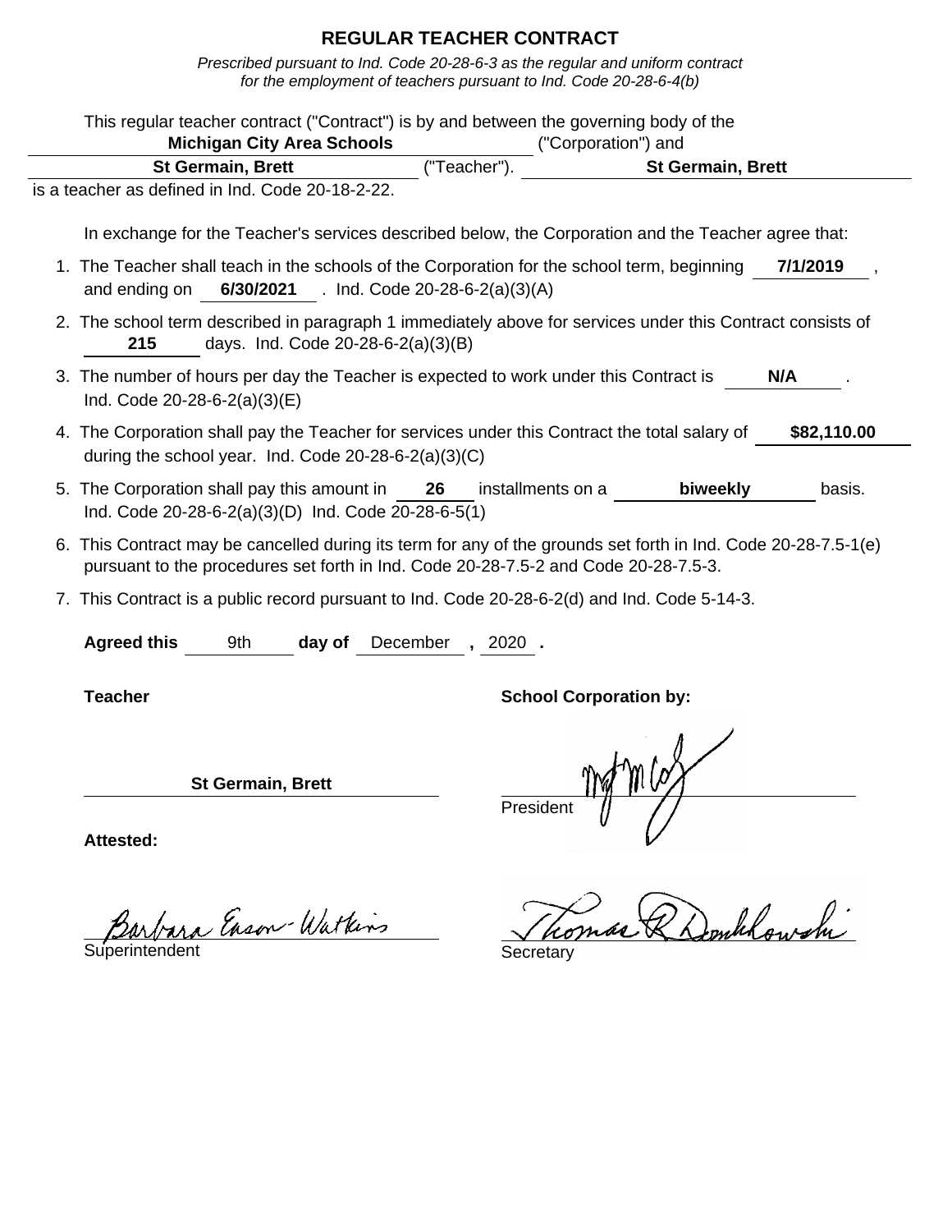# REGULAR TEACHER CONTRACT

*Prescribed pursuant to Ind. Code 20-28-6-3 as the regular and uniform contract for the employment of teachers pursuant to Ind. Code 20-28-6-4(b)*

This regular teacher contract ("Contract") is by and between the governing body of the **Michigan City Area Schools** ("Corporation") and **St Germain, Brett** ("Teacher"). **St Germain, Brett** is a teacher as defined in Ind. Code 20-18-2-22.

In exchange for the Teacher's services described below, the Corporation and the Teacher agree that:

1. The Teacher shall teach in the schools of the Corporation for the school term, beginning **7/1/2019**, and ending on **6/30/2021**. Ind. Code 20-28-6-2(a)(3)(A)
2. The school term described in paragraph 1 immediately above for services under this Contract consists of **215** days. Ind. Code 20-28-6-2(a)(3)(B)
3. The number of hours per day the Teacher is expected to work under this Contract is **N/A**. Ind. Code 20-28-6-2(a)(3)(E)
4. The Corporation shall pay the Teacher for services under this Contract the total salary of **$82,110.00** during the school year. Ind. Code 20-28-6-2(a)(3)(C)
5. The Corporation shall pay this amount in **26** installments on a **biweekly** basis. Ind. Code 20-28-6-2(a)(3)(D) Ind. Code 20-28-6-5(1)
6. This Contract may be cancelled during its term for any of the grounds set forth in Ind. Code 20-28-7.5-1(e) pursuant to the procedures set forth in Ind. Code 20-28-7.5-2 and Code 20-28-7.5-3.
7. This Contract is a public record pursuant to Ind. Code 20-28-6-2(d) and Ind. Code 5-14-3.

**Agreed this** 9th **day of** December **,** 2020 **.**

**Teacher**

St Germain, Brett

**School Corporation by:**

[signature]
President

**Attested:**

Barbara Eason-Watkins
Superintendent

Thomas R Donkowski
Secretary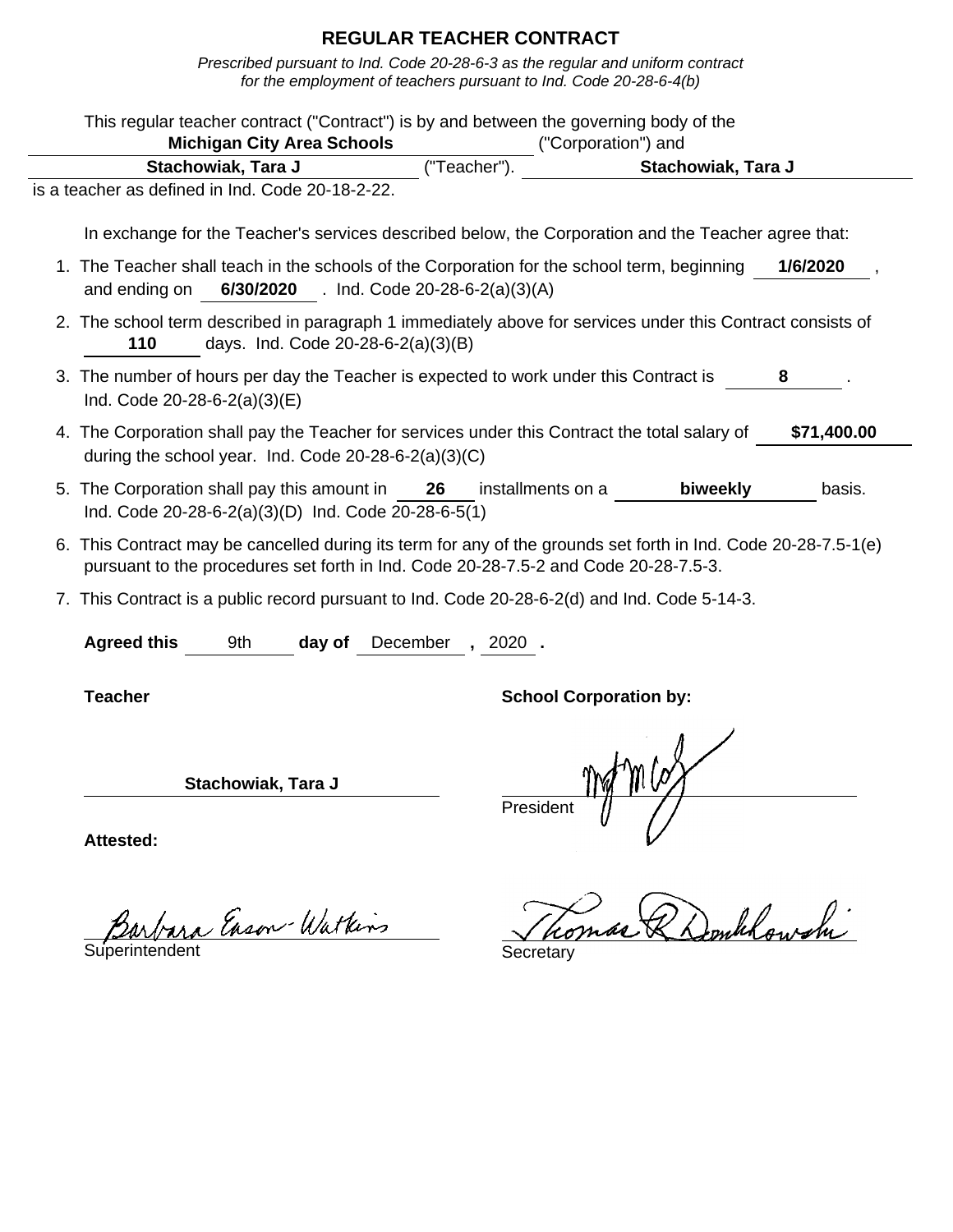# REGULAR TEACHER CONTRACT

*Prescribed pursuant to Ind. Code 20-28-6-3 as the regular and uniform contract for the employment of teachers pursuant to Ind. Code 20-28-6-4(b)*

This regular teacher contract ("Contract") is by and between the governing body of the **Michigan City Area Schools** ("Corporation") and **Stachowiak, Tara J** ("Teacher"). **Stachowiak, Tara J** is a teacher as defined in Ind. Code 20-18-2-22.

In exchange for the Teacher's services described below, the Corporation and the Teacher agree that:

1. The Teacher shall teach in the schools of the Corporation for the school term, beginning **1/6/2020**, and ending on **6/30/2020**. Ind. Code 20-28-6-2(a)(3)(A)
2. The school term described in paragraph 1 immediately above for services under this Contract consists of **110** days. Ind. Code 20-28-6-2(a)(3)(B)
3. The number of hours per day the Teacher is expected to work under this Contract is **8**. Ind. Code 20-28-6-2(a)(3)(E)
4. The Corporation shall pay the Teacher for services under this Contract the total salary of **$71,400.00** during the school year. Ind. Code 20-28-6-2(a)(3)(C)
5. The Corporation shall pay this amount in **26** installments on a **biweekly** basis. Ind. Code 20-28-6-2(a)(3)(D) Ind. Code 20-28-6-5(1)
6. This Contract may be cancelled during its term for any of the grounds set forth in Ind. Code 20-28-7.5-1(e) pursuant to the procedures set forth in Ind. Code 20-28-7.5-2 and Code 20-28-7.5-3.
7. This Contract is a public record pursuant to Ind. Code 20-28-6-2(d) and Ind. Code 5-14-3.

**Agreed this** 9th **day of** December **,** 2020 **.**

**Teacher**

**Stachowiak, Tara J**

**School Corporation by:**

President

**Attested:**

Barbara Eason-Watkins
Superintendent

Thomas R Dombkowski
Secretary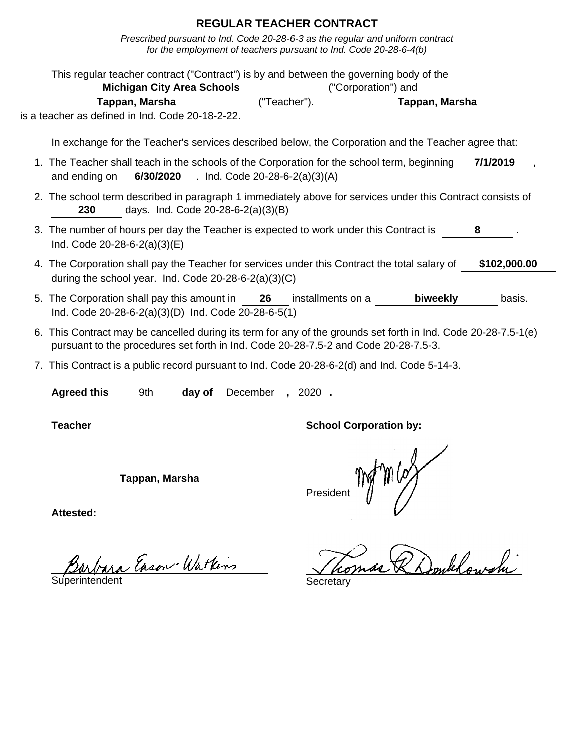# REGULAR TEACHER CONTRACT

*Prescribed pursuant to Ind. Code 20-28-6-3 as the regular and uniform contract for the employment of teachers pursuant to Ind. Code 20-28-6-4(b)*

This regular teacher contract ("Contract") is by and between the governing body of the **Michigan City Area Schools** ("Corporation") and **Tappan, Marsha** ("Teacher"). **Tappan, Marsha** is a teacher as defined in Ind. Code 20-18-2-22.

In exchange for the Teacher's services described below, the Corporation and the Teacher agree that:

1. The Teacher shall teach in the schools of the Corporation for the school term, beginning **7/1/2019**, and ending on **6/30/2020**. Ind. Code 20-28-6-2(a)(3)(A)
2. The school term described in paragraph 1 immediately above for services under this Contract consists of **230** days. Ind. Code 20-28-6-2(a)(3)(B)
3. The number of hours per day the Teacher is expected to work under this Contract is **8**. Ind. Code 20-28-6-2(a)(3)(E)
4. The Corporation shall pay the Teacher for services under this Contract the total salary of **$102,000.00** during the school year. Ind. Code 20-28-6-2(a)(3)(C)
5. The Corporation shall pay this amount in **26** installments on a **biweekly** basis. Ind. Code 20-28-6-2(a)(3)(D) Ind. Code 20-28-6-5(1)
6. This Contract may be cancelled during its term for any of the grounds set forth in Ind. Code 20-28-7.5-1(e) pursuant to the procedures set forth in Ind. Code 20-28-7.5-2 and Code 20-28-7.5-3.
7. This Contract is a public record pursuant to Ind. Code 20-28-6-2(d) and Ind. Code 5-14-3.

**Agreed this** 9th **day of** December **,** 2020 **.**

**Teacher**

**Tappan, Marsha**

**School Corporation by:**

President

**Attested:**

Barbara Eason-Watkins
Superintendent

Thomas R Donkkowski
Secretary